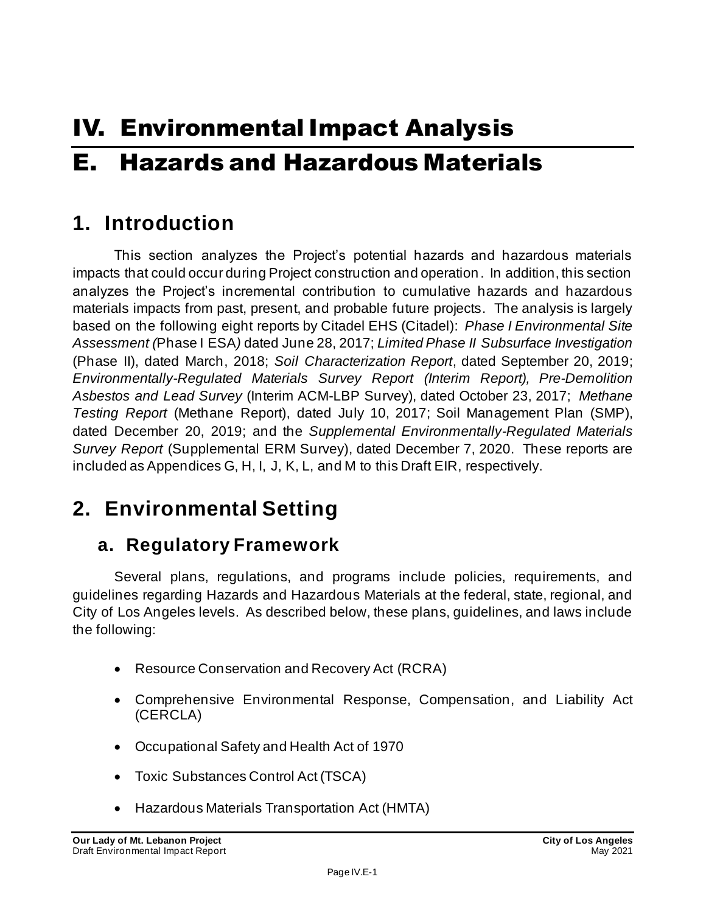# IV. Environmental Impact Analysis

# E. Hazards and Hazardous Materials

## 1. Introduction

This section analyzes the Project's potential hazards and hazardous materials impacts that could occur during Project construction and operation. In addition, this section analyzes the Project's incremental contribution to cumulative hazards and hazardous materials impacts from past, present, and probable future projects. The analysis is largely based on the following eight reports by Citadel EHS (Citadel): *Phase I Environmental Site Assessment (*Phase I ESA*)* dated June 28, 2017; *Limited Phase II Subsurface Investigation* (Phase II), dated March, 2018; *Soil Characterization Report*, dated September 20, 2019; *Environmentally-Regulated Materials Survey Report (Interim Report), Pre-Demolition Asbestos and Lead Survey* (Interim ACM-LBP Survey), dated October 23, 2017; *Methane Testing Report* (Methane Report), dated July 10, 2017; Soil Management Plan (SMP), dated December 20, 2019; and the *Supplemental Environmentally-Regulated Materials Survey Report* (Supplemental ERM Survey), dated December 7, 2020. These reports are included as Appendices G, H, I, J, K, L, and M to this Draft EIR, respectively.

## 2. Environmental Setting

### a. Regulatory Framework

Several plans, regulations, and programs include policies, requirements, and guidelines regarding Hazards and Hazardous Materials at the federal, state, regional, and City of Los Angeles levels. As described below, these plans, guidelines, and laws include the following:

- Resource Conservation and Recovery Act (RCRA)
- Comprehensive Environmental Response, Compensation, and Liability Act (CERCLA)
- Occupational Safety and Health Act of 1970
- Toxic Substances Control Act (TSCA)
- Hazardous Materials Transportation Act (HMTA)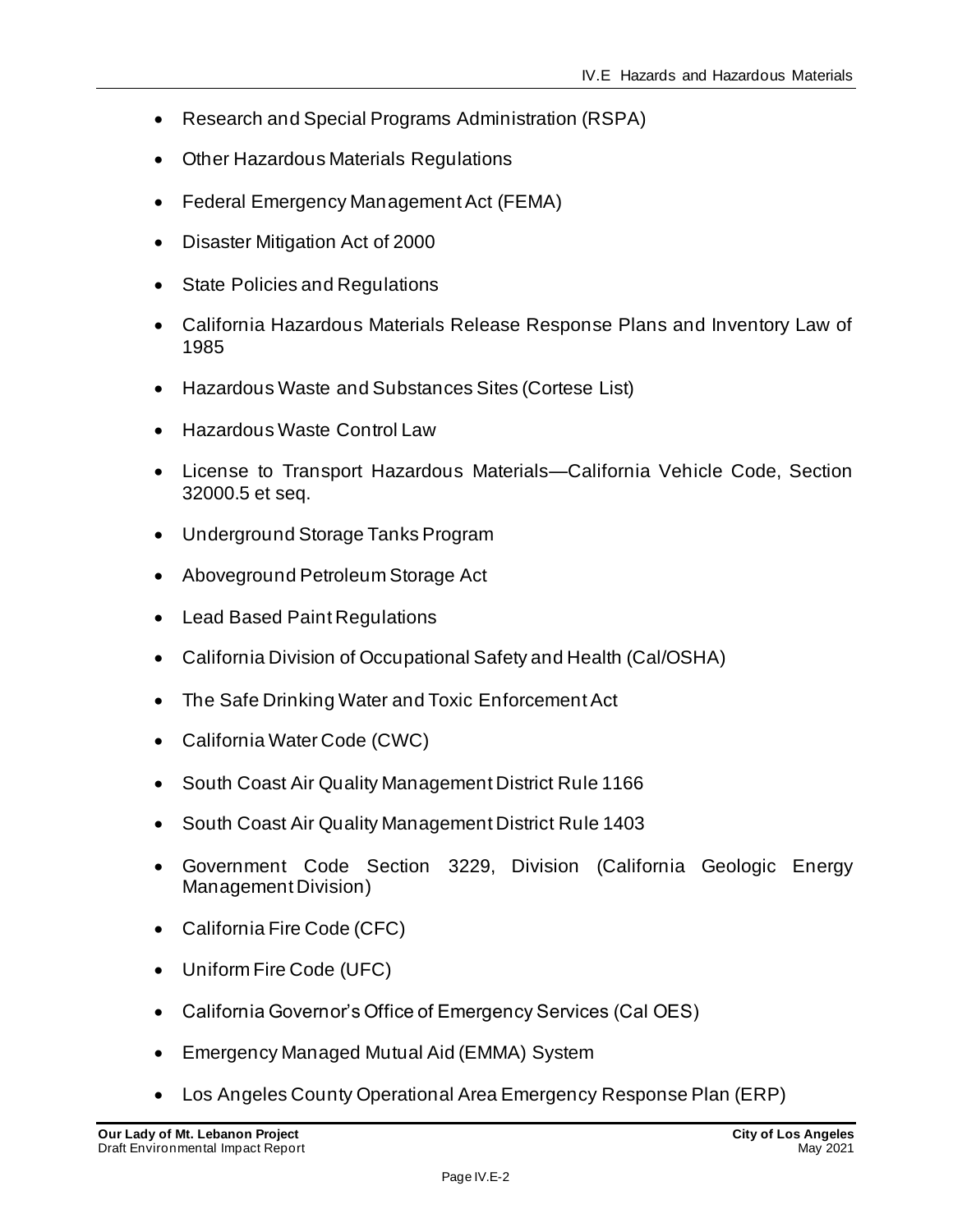- Research and Special Programs Administration (RSPA)
- Other Hazardous Materials Regulations
- Federal Emergency Management Act (FEMA)
- Disaster Mitigation Act of 2000
- State Policies and Regulations
- California Hazardous Materials Release Response Plans and Inventory Law of 1985
- Hazardous Waste and Substances Sites (Cortese List)
- Hazardous Waste Control Law
- License to Transport Hazardous Materials—California Vehicle Code, Section 32000.5 et seq.
- Underground Storage Tanks Program
- Aboveground Petroleum Storage Act
- Lead Based Paint Regulations
- California Division of Occupational Safety and Health (Cal/OSHA)
- The Safe Drinking Water and Toxic Enforcement Act
- California Water Code (CWC)
- South Coast Air Quality Management District Rule 1166
- South Coast Air Quality Management District Rule 1403
- Government Code Section 3229, Division (California Geologic Energy Management Division)
- California Fire Code (CFC)
- Uniform Fire Code (UFC)
- California Governor's Office of Emergency Services (Cal OES)
- Emergency Managed Mutual Aid (EMMA) System
- Los Angeles County Operational Area Emergency Response Plan (ERP)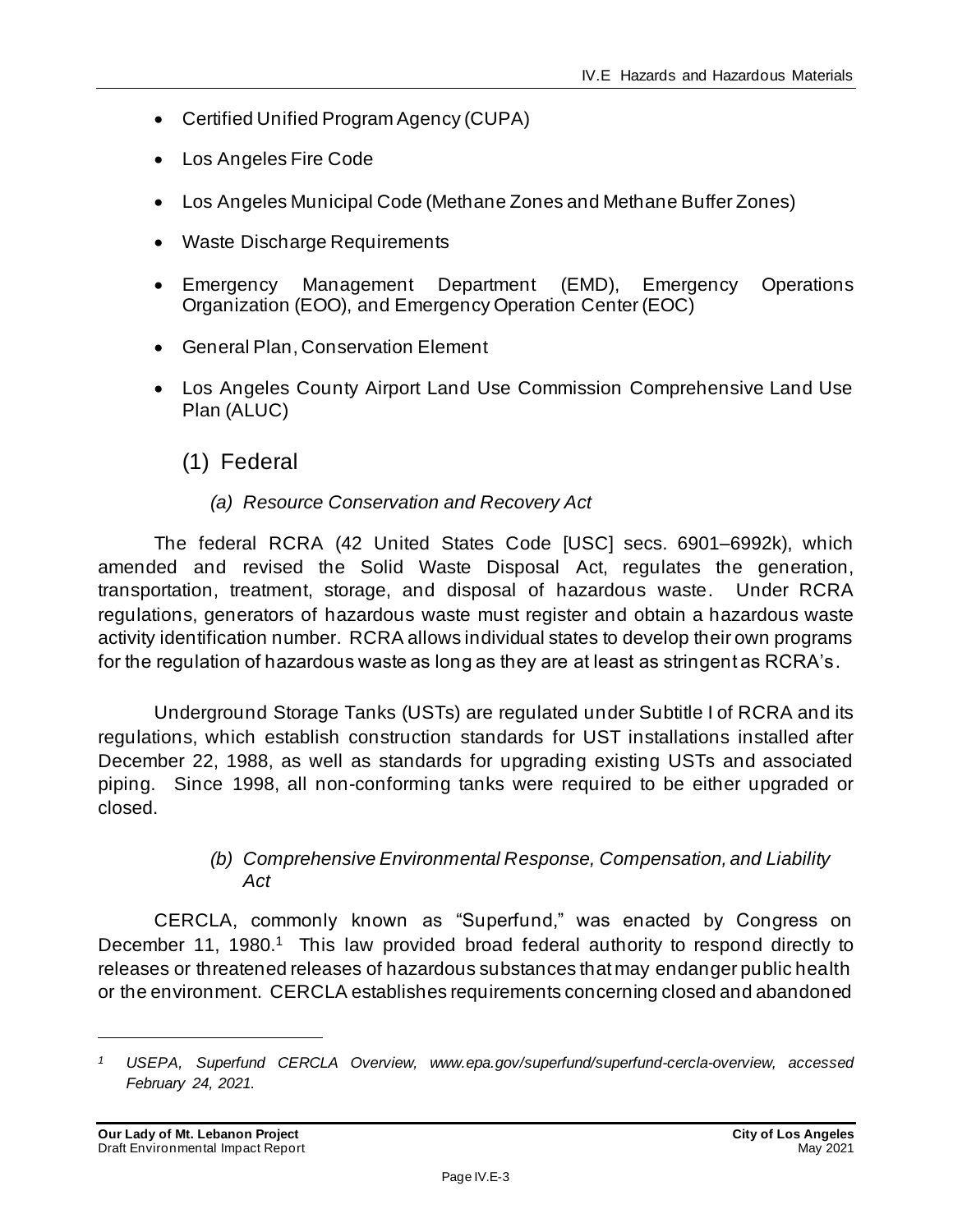- Certified Unified Program Agency (CUPA)
- Los Angeles Fire Code
- Los Angeles Municipal Code (Methane Zones and Methane Buffer Zones)
- Waste Discharge Requirements
- Emergency Management Department (EMD), Emergency Operations Organization (EOO), and Emergency Operation Center (EOC)
- General Plan, Conservation Element
- Los Angeles County Airport Land Use Commission Comprehensive Land Use Plan (ALUC)

## (1) Federal

### *(a) Resource Conservation and Recovery Act*

The federal RCRA (42 United States Code [USC] secs. 6901–6992k), which amended and revised the Solid Waste Disposal Act, regulates the generation, transportation, treatment, storage, and disposal of hazardous waste. Under RCRA regulations, generators of hazardous waste must register and obtain a hazardous waste activity identification number. RCRA allows individual states to develop their own programs for the regulation of hazardous waste as long as they are at least as stringent as RCRA's.

Underground Storage Tanks (USTs) are regulated under Subtitle I of RCRA and its regulations, which establish construction standards for UST installations installed after December 22, 1988, as well as standards for upgrading existing USTs and associated piping. Since 1998, all non-conforming tanks were required to be either upgraded or closed.

### *(b) Comprehensive Environmental Response, Compensation, and Liability Act*

CERCLA, commonly known as "Superfund," was enacted by Congress on December 11, 1980.[1] This law provided broad federal authority to respond directly to releases or threatened releases of hazardous substances that may endanger public health or the environment. CERCLA establishes requirements concerning closed and abandoned

---

*[1] USEPA, Superfund CERCLA Overview, www.epa.gov/superfund/superfund-cercla-overview, accessed February 24, 2021.*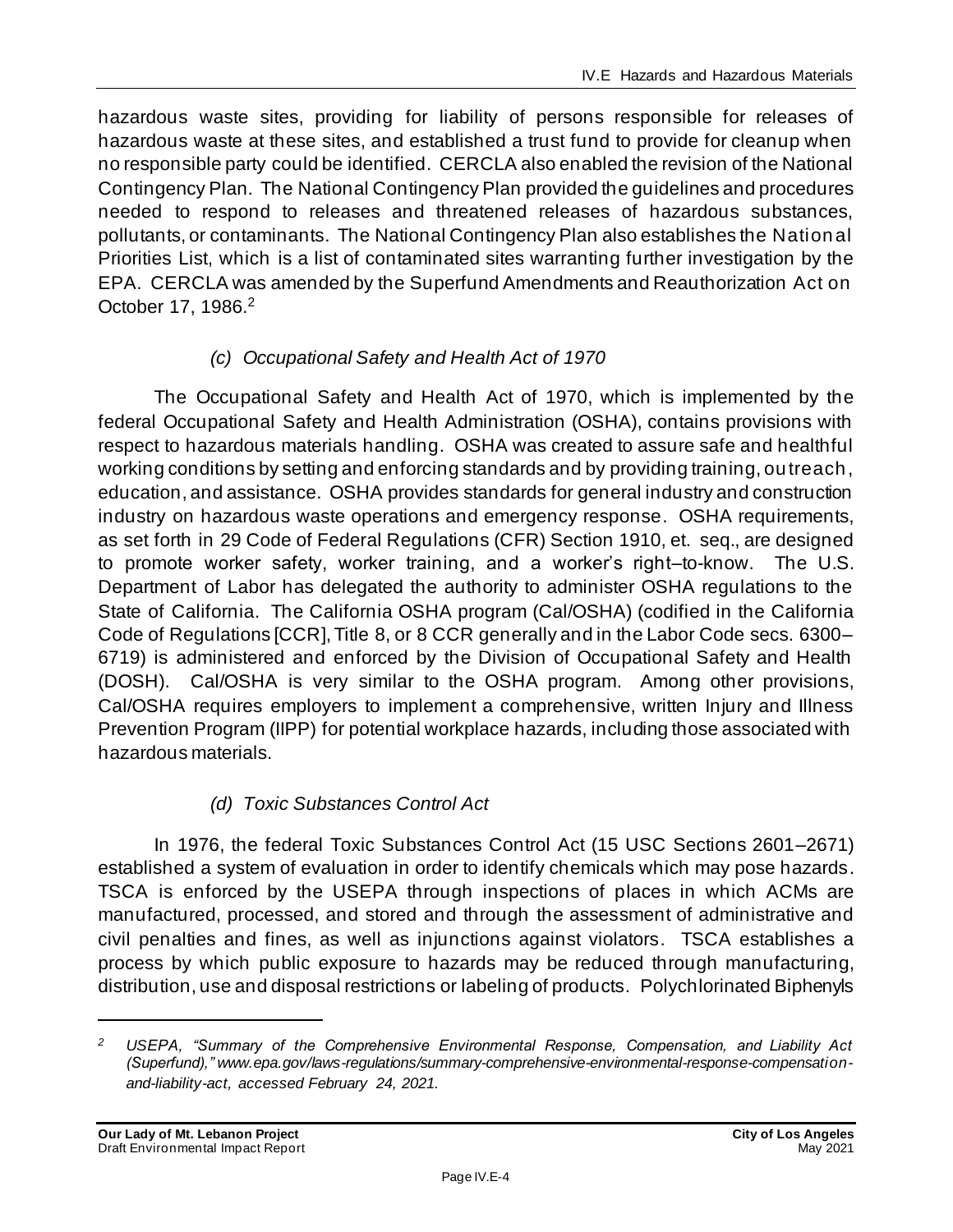hazardous waste sites, providing for liability of persons responsible for releases of hazardous waste at these sites, and established a trust fund to provide for cleanup when no responsible party could be identified. CERCLA also enabled the revision of the National Contingency Plan. The National Contingency Plan provided the guidelines and procedures needed to respond to releases and threatened releases of hazardous substances, pollutants, or contaminants. The National Contingency Plan also establishes the National Priorities List, which is a list of contaminated sites warranting further investigation by the EPA. CERCLA was amended by the Superfund Amendments and Reauthorization Act on October 17, 1986.[2]

*(c) Occupational Safety and Health Act of 1970*

The Occupational Safety and Health Act of 1970, which is implemented by the federal Occupational Safety and Health Administration (OSHA), contains provisions with respect to hazardous materials handling. OSHA was created to assure safe and healthful working conditions by setting and enforcing standards and by providing training, outreach, education, and assistance. OSHA provides standards for general industry and construction industry on hazardous waste operations and emergency response. OSHA requirements, as set forth in 29 Code of Federal Regulations (CFR) Section 1910, et. seq., are designed to promote worker safety, worker training, and a worker's right–to-know. The U.S. Department of Labor has delegated the authority to administer OSHA regulations to the State of California. The California OSHA program (Cal/OSHA) (codified in the California Code of Regulations [CCR], Title 8, or 8 CCR generally and in the Labor Code secs. 6300–6719) is administered and enforced by the Division of Occupational Safety and Health (DOSH). Cal/OSHA is very similar to the OSHA program. Among other provisions, Cal/OSHA requires employers to implement a comprehensive, written Injury and Illness Prevention Program (IIPP) for potential workplace hazards, including those associated with hazardous materials.

*(d) Toxic Substances Control Act*

In 1976, the federal Toxic Substances Control Act (15 USC Sections 2601–2671) established a system of evaluation in order to identify chemicals which may pose hazards. TSCA is enforced by the USEPA through inspections of places in which ACMs are manufactured, processed, and stored and through the assessment of administrative and civil penalties and fines, as well as injunctions against violators. TSCA establishes a process by which public exposure to hazards may be reduced through manufacturing, distribution, use and disposal restrictions or labeling of products. Polychlorinated Biphenyls

---

[2] *USEPA, "Summary of the Comprehensive Environmental Response, Compensation, and Liability Act (Superfund)," www.epa.gov/laws-regulations/summary-comprehensive-environmental-response-compensation-and-liability-act, accessed February 24, 2021.*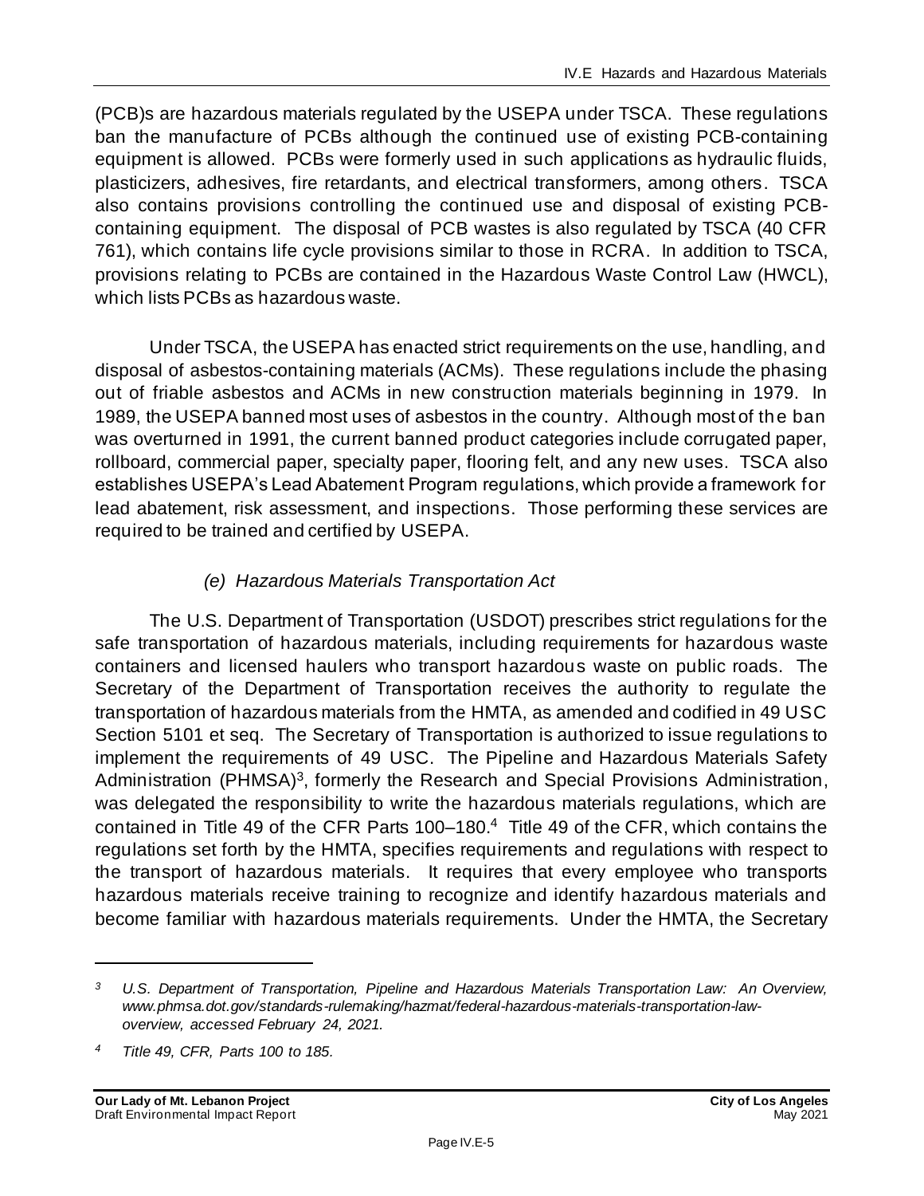(PCB)s are hazardous materials regulated by the USEPA under TSCA. These regulations ban the manufacture of PCBs although the continued use of existing PCB-containing equipment is allowed. PCBs were formerly used in such applications as hydraulic fluids, plasticizers, adhesives, fire retardants, and electrical transformers, among others. TSCA also contains provisions controlling the continued use and disposal of existing PCB-containing equipment. The disposal of PCB wastes is also regulated by TSCA (40 CFR 761), which contains life cycle provisions similar to those in RCRA. In addition to TSCA, provisions relating to PCBs are contained in the Hazardous Waste Control Law (HWCL), which lists PCBs as hazardous waste.

Under TSCA, the USEPA has enacted strict requirements on the use, handling, and disposal of asbestos-containing materials (ACMs). These regulations include the phasing out of friable asbestos and ACMs in new construction materials beginning in 1979. In 1989, the USEPA banned most uses of asbestos in the country. Although most of the ban was overturned in 1991, the current banned product categories include corrugated paper, rollboard, commercial paper, specialty paper, flooring felt, and any new uses. TSCA also establishes USEPA's Lead Abatement Program regulations, which provide a framework for lead abatement, risk assessment, and inspections. Those performing these services are required to be trained and certified by USEPA.

*(e) Hazardous Materials Transportation Act*

The U.S. Department of Transportation (USDOT) prescribes strict regulations for the safe transportation of hazardous materials, including requirements for hazardous waste containers and licensed haulers who transport hazardous waste on public roads. The Secretary of the Department of Transportation receives the authority to regulate the transportation of hazardous materials from the HMTA, as amended and codified in 49 USC Section 5101 et seq. The Secretary of Transportation is authorized to issue regulations to implement the requirements of 49 USC. The Pipeline and Hazardous Materials Safety Administration (PHMSA)[3], formerly the Research and Special Provisions Administration, was delegated the responsibility to write the hazardous materials regulations, which are contained in Title 49 of the CFR Parts 100–180.[4] Title 49 of the CFR, which contains the regulations set forth by the HMTA, specifies requirements and regulations with respect to the transport of hazardous materials. It requires that every employee who transports hazardous materials receive training to recognize and identify hazardous materials and become familiar with hazardous materials requirements. Under the HMTA, the Secretary

---

[3] *U.S. Department of Transportation, Pipeline and Hazardous Materials Transportation Law: An Overview, www.phmsa.dot.gov/standards-rulemaking/hazmat/federal-hazardous-materials-transportation-law-overview, accessed February 24, 2021.*

[4] *Title 49, CFR, Parts 100 to 185.*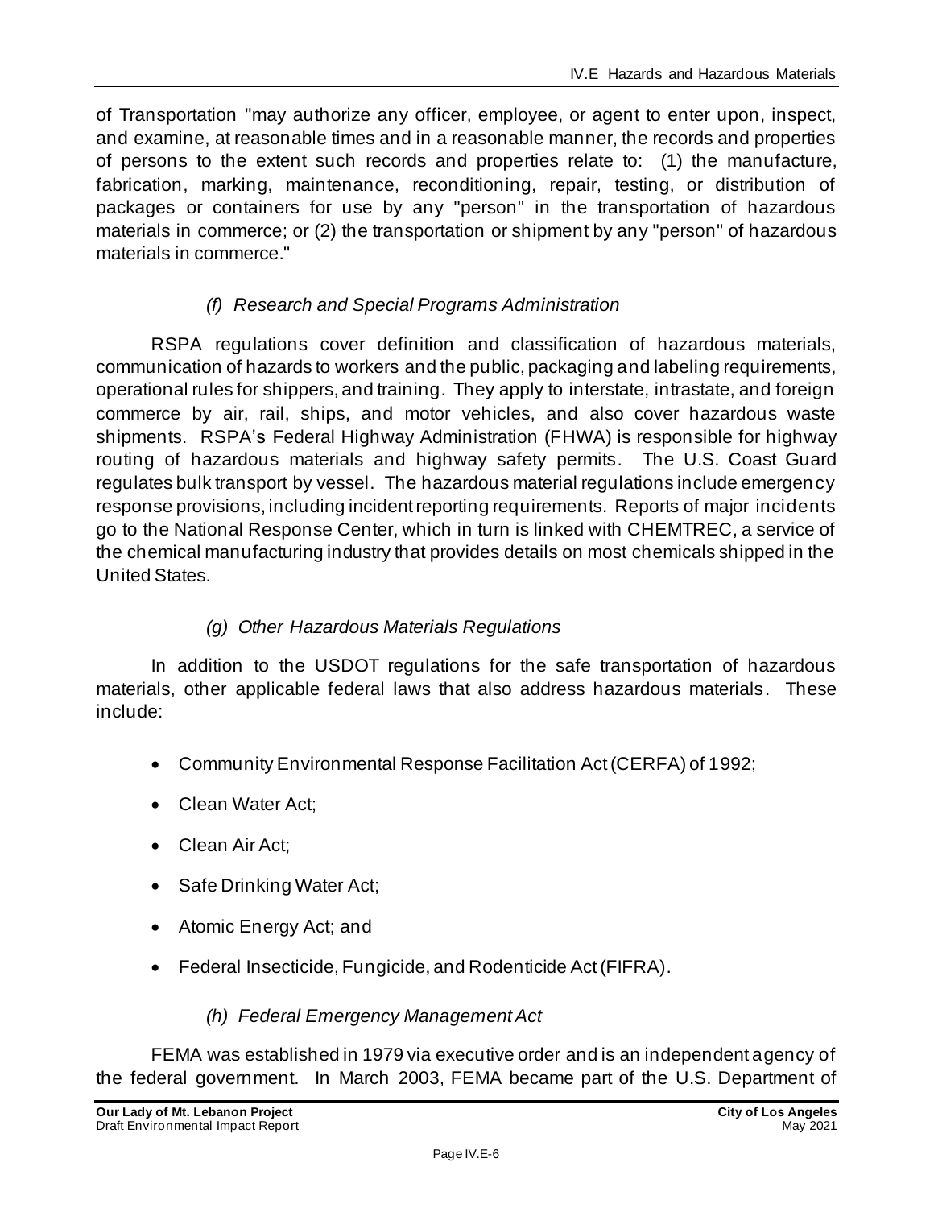of Transportation "may authorize any officer, employee, or agent to enter upon, inspect, and examine, at reasonable times and in a reasonable manner, the records and properties of persons to the extent such records and properties relate to: (1) the manufacture, fabrication, marking, maintenance, reconditioning, repair, testing, or distribution of packages or containers for use by any "person" in the transportation of hazardous materials in commerce; or (2) the transportation or shipment by any "person" of hazardous materials in commerce."

*(f) Research and Special Programs Administration*

RSPA regulations cover definition and classification of hazardous materials, communication of hazards to workers and the public, packaging and labeling requirements, operational rules for shippers, and training. They apply to interstate, intrastate, and foreign commerce by air, rail, ships, and motor vehicles, and also cover hazardous waste shipments. RSPA's Federal Highway Administration (FHWA) is responsible for highway routing of hazardous materials and highway safety permits. The U.S. Coast Guard regulates bulk transport by vessel. The hazardous material regulations include emergency response provisions, including incident reporting requirements. Reports of major incidents go to the National Response Center, which in turn is linked with CHEMTREC, a service of the chemical manufacturing industry that provides details on most chemicals shipped in the United States.

*(g) Other Hazardous Materials Regulations*

In addition to the USDOT regulations for the safe transportation of hazardous materials, other applicable federal laws that also address hazardous materials. These include:

- Community Environmental Response Facilitation Act (CERFA) of 1992;
- Clean Water Act;
- Clean Air Act;
- Safe Drinking Water Act;
- Atomic Energy Act; and
- Federal Insecticide, Fungicide, and Rodenticide Act (FIFRA).

*(h) Federal Emergency Management Act*

FEMA was established in 1979 via executive order and is an independent agency of the federal government. In March 2003, FEMA became part of the U.S. Department of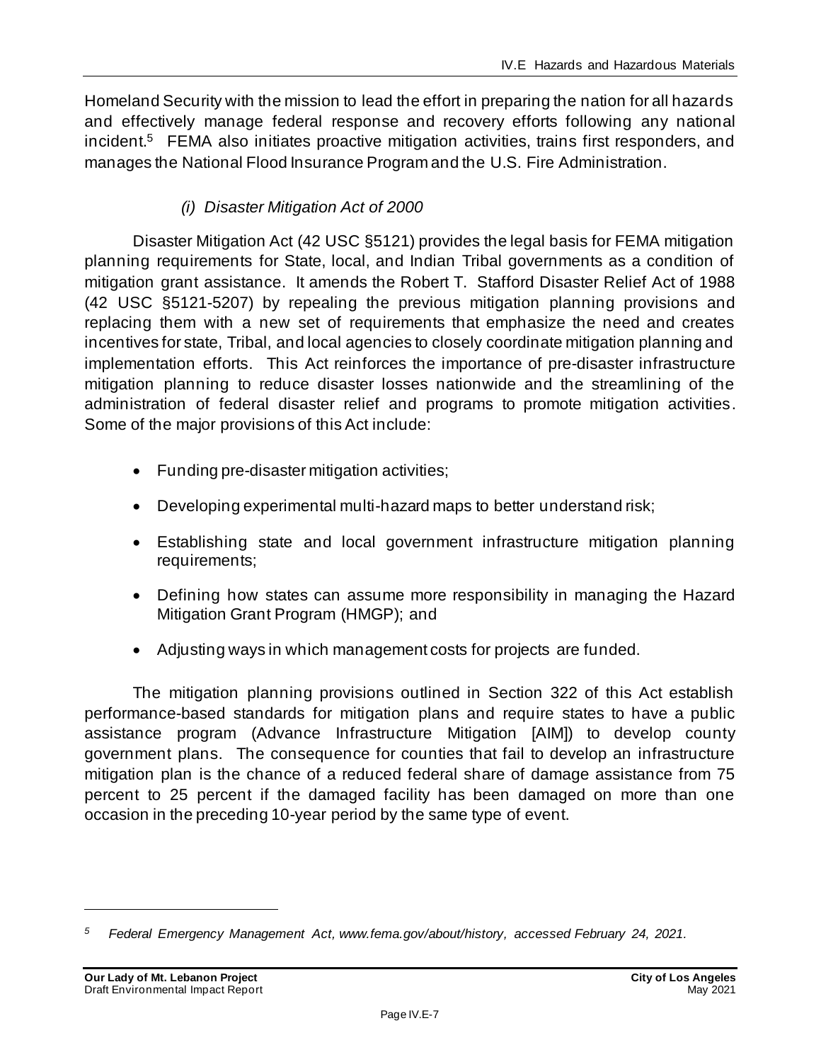Homeland Security with the mission to lead the effort in preparing the nation for all hazards and effectively manage federal response and recovery efforts following any national incident.[5] FEMA also initiates proactive mitigation activities, trains first responders, and manages the National Flood Insurance Program and the U.S. Fire Administration.

#### *(i) Disaster Mitigation Act of 2000*

Disaster Mitigation Act (42 USC §5121) provides the legal basis for FEMA mitigation planning requirements for State, local, and Indian Tribal governments as a condition of mitigation grant assistance. It amends the Robert T. Stafford Disaster Relief Act of 1988 (42 USC §5121-5207) by repealing the previous mitigation planning provisions and replacing them with a new set of requirements that emphasize the need and creates incentives for state, Tribal, and local agencies to closely coordinate mitigation planning and implementation efforts. This Act reinforces the importance of pre-disaster infrastructure mitigation planning to reduce disaster losses nationwide and the streamlining of the administration of federal disaster relief and programs to promote mitigation activities. Some of the major provisions of this Act include:

- Funding pre-disaster mitigation activities;
- Developing experimental multi-hazard maps to better understand risk;
- Establishing state and local government infrastructure mitigation planning requirements;
- Defining how states can assume more responsibility in managing the Hazard Mitigation Grant Program (HMGP); and
- Adjusting ways in which management costs for projects are funded.

The mitigation planning provisions outlined in Section 322 of this Act establish performance-based standards for mitigation plans and require states to have a public assistance program (Advance Infrastructure Mitigation [AIM]) to develop county government plans. The consequence for counties that fail to develop an infrastructure mitigation plan is the chance of a reduced federal share of damage assistance from 75 percent to 25 percent if the damaged facility has been damaged on more than one occasion in the preceding 10-year period by the same type of event.

---

[5] *Federal Emergency Management Act, www.fema.gov/about/history, accessed February 24, 2021.*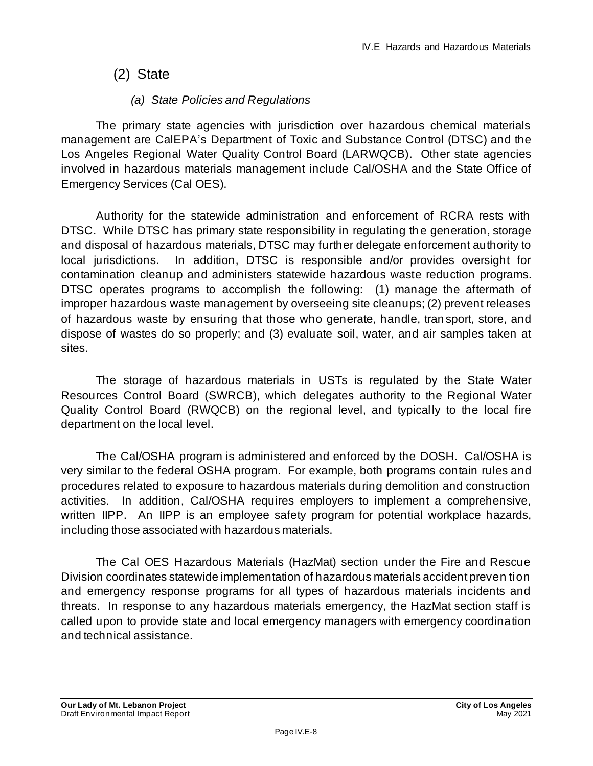## (2) State

### *(a) State Policies and Regulations*

The primary state agencies with jurisdiction over hazardous chemical materials management are CalEPA's Department of Toxic and Substance Control (DTSC) and the Los Angeles Regional Water Quality Control Board (LARWQCB). Other state agencies involved in hazardous materials management include Cal/OSHA and the State Office of Emergency Services (Cal OES).

Authority for the statewide administration and enforcement of RCRA rests with DTSC. While DTSC has primary state responsibility in regulating the generation, storage and disposal of hazardous materials, DTSC may further delegate enforcement authority to local jurisdictions. In addition, DTSC is responsible and/or provides oversight for contamination cleanup and administers statewide hazardous waste reduction programs. DTSC operates programs to accomplish the following: (1) manage the aftermath of improper hazardous waste management by overseeing site cleanups; (2) prevent releases of hazardous waste by ensuring that those who generate, handle, transport, store, and dispose of wastes do so properly; and (3) evaluate soil, water, and air samples taken at sites.

The storage of hazardous materials in USTs is regulated by the State Water Resources Control Board (SWRCB), which delegates authority to the Regional Water Quality Control Board (RWQCB) on the regional level, and typically to the local fire department on the local level.

The Cal/OSHA program is administered and enforced by the DOSH. Cal/OSHA is very similar to the federal OSHA program. For example, both programs contain rules and procedures related to exposure to hazardous materials during demolition and construction activities. In addition, Cal/OSHA requires employers to implement a comprehensive, written IIPP. An IIPP is an employee safety program for potential workplace hazards, including those associated with hazardous materials.

The Cal OES Hazardous Materials (HazMat) section under the Fire and Rescue Division coordinates statewide implementation of hazardous materials accident prevention and emergency response programs for all types of hazardous materials incidents and threats. In response to any hazardous materials emergency, the HazMat section staff is called upon to provide state and local emergency managers with emergency coordination and technical assistance.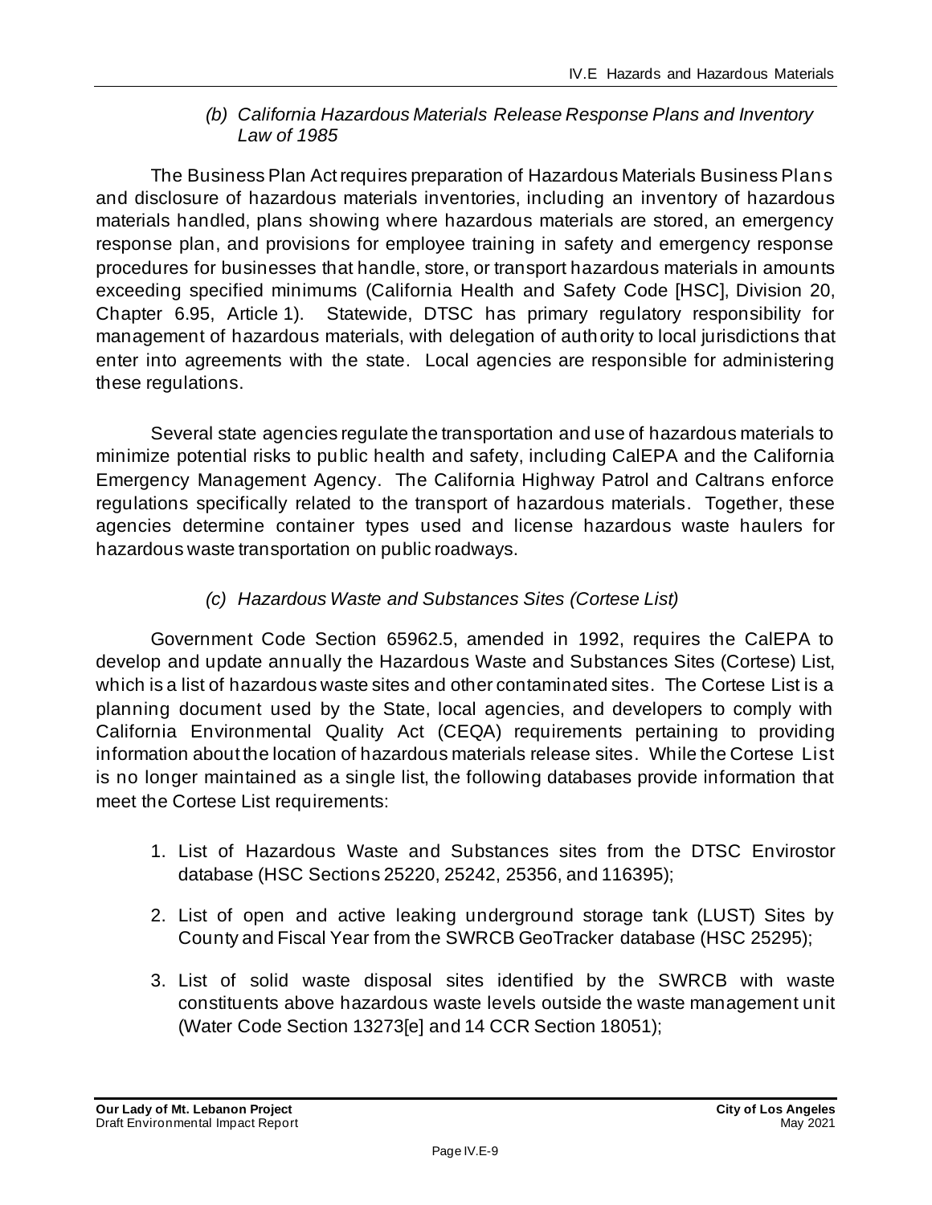*(b) California Hazardous Materials Release Response Plans and Inventory Law of 1985*

The Business Plan Act requires preparation of Hazardous Materials Business Plans and disclosure of hazardous materials inventories, including an inventory of hazardous materials handled, plans showing where hazardous materials are stored, an emergency response plan, and provisions for employee training in safety and emergency response procedures for businesses that handle, store, or transport hazardous materials in amounts exceeding specified minimums (California Health and Safety Code [HSC], Division 20, Chapter 6.95, Article 1). Statewide, DTSC has primary regulatory responsibility for management of hazardous materials, with delegation of authority to local jurisdictions that enter into agreements with the state. Local agencies are responsible for administering these regulations.

Several state agencies regulate the transportation and use of hazardous materials to minimize potential risks to public health and safety, including CalEPA and the California Emergency Management Agency. The California Highway Patrol and Caltrans enforce regulations specifically related to the transport of hazardous materials. Together, these agencies determine container types used and license hazardous waste haulers for hazardous waste transportation on public roadways.

*(c) Hazardous Waste and Substances Sites (Cortese List)*

Government Code Section 65962.5, amended in 1992, requires the CalEPA to develop and update annually the Hazardous Waste and Substances Sites (Cortese) List, which is a list of hazardous waste sites and other contaminated sites. The Cortese List is a planning document used by the State, local agencies, and developers to comply with California Environmental Quality Act (CEQA) requirements pertaining to providing information about the location of hazardous materials release sites. While the Cortese List is no longer maintained as a single list, the following databases provide information that meet the Cortese List requirements:

1. List of Hazardous Waste and Substances sites from the DTSC Envirostor database (HSC Sections 25220, 25242, 25356, and 116395);
2. List of open and active leaking underground storage tank (LUST) Sites by County and Fiscal Year from the SWRCB GeoTracker database (HSC 25295);
3. List of solid waste disposal sites identified by the SWRCB with waste constituents above hazardous waste levels outside the waste management unit (Water Code Section 13273[e] and 14 CCR Section 18051);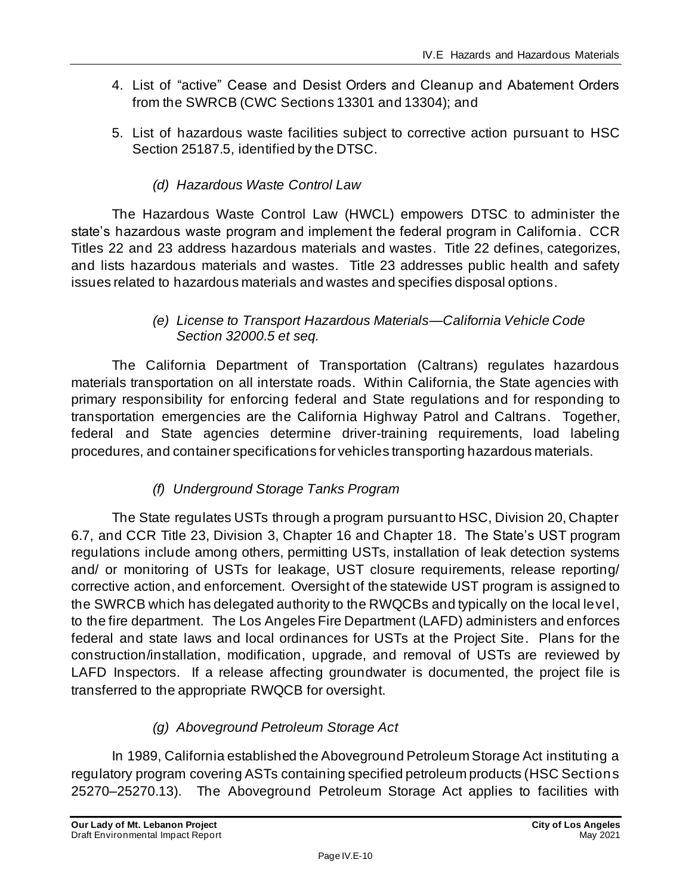4. List of "active" Cease and Desist Orders and Cleanup and Abatement Orders from the SWRCB (CWC Sections 13301 and 13304); and

5. List of hazardous waste facilities subject to corrective action pursuant to HSC Section 25187.5, identified by the DTSC.

#### *(d) Hazardous Waste Control Law*

The Hazardous Waste Control Law (HWCL) empowers DTSC to administer the state's hazardous waste program and implement the federal program in California. CCR Titles 22 and 23 address hazardous materials and wastes. Title 22 defines, categorizes, and lists hazardous materials and wastes. Title 23 addresses public health and safety issues related to hazardous materials and wastes and specifies disposal options.

#### *(e) License to Transport Hazardous Materials—California Vehicle Code Section 32000.5 et seq.*

The California Department of Transportation (Caltrans) regulates hazardous materials transportation on all interstate roads. Within California, the State agencies with primary responsibility for enforcing federal and State regulations and for responding to transportation emergencies are the California Highway Patrol and Caltrans. Together, federal and State agencies determine driver-training requirements, load labeling procedures, and container specifications for vehicles transporting hazardous materials.

#### *(f) Underground Storage Tanks Program*

The State regulates USTs through a program pursuant to HSC, Division 20, Chapter 6.7, and CCR Title 23, Division 3, Chapter 16 and Chapter 18. The State's UST program regulations include among others, permitting USTs, installation of leak detection systems and/ or monitoring of USTs for leakage, UST closure requirements, release reporting/ corrective action, and enforcement. Oversight of the statewide UST program is assigned to the SWRCB which has delegated authority to the RWQCBs and typically on the local level, to the fire department. The Los Angeles Fire Department (LAFD) administers and enforces federal and state laws and local ordinances for USTs at the Project Site. Plans for the construction/installation, modification, upgrade, and removal of USTs are reviewed by LAFD Inspectors. If a release affecting groundwater is documented, the project file is transferred to the appropriate RWQCB for oversight.

#### *(g) Aboveground Petroleum Storage Act*

In 1989, California established the Aboveground Petroleum Storage Act instituting a regulatory program covering ASTs containing specified petroleum products (HSC Sections 25270–25270.13). The Aboveground Petroleum Storage Act applies to facilities with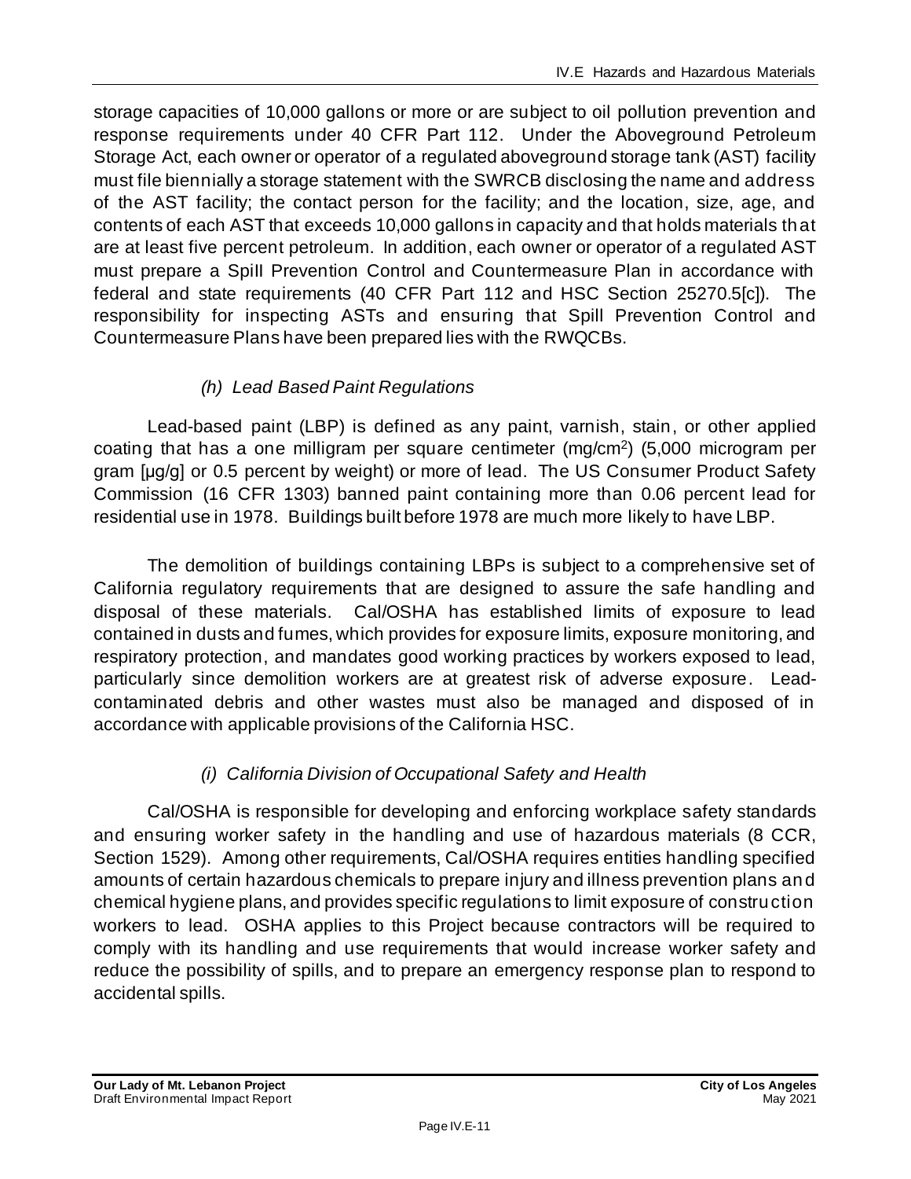storage capacities of 10,000 gallons or more or are subject to oil pollution prevention and response requirements under 40 CFR Part 112. Under the Aboveground Petroleum Storage Act, each owner or operator of a regulated aboveground storage tank (AST) facility must file biennially a storage statement with the SWRCB disclosing the name and address of the AST facility; the contact person for the facility; and the location, size, age, and contents of each AST that exceeds 10,000 gallons in capacity and that holds materials that are at least five percent petroleum. In addition, each owner or operator of a regulated AST must prepare a Spill Prevention Control and Countermeasure Plan in accordance with federal and state requirements (40 CFR Part 112 and HSC Section 25270.5[c]). The responsibility for inspecting ASTs and ensuring that Spill Prevention Control and Countermeasure Plans have been prepared lies with the RWQCBs.

*(h) Lead Based Paint Regulations*

Lead-based paint (LBP) is defined as any paint, varnish, stain, or other applied coating that has a one milligram per square centimeter (mg/cm$^2$) (5,000 microgram per gram [µg/g] or 0.5 percent by weight) or more of lead. The US Consumer Product Safety Commission (16 CFR 1303) banned paint containing more than 0.06 percent lead for residential use in 1978. Buildings built before 1978 are much more likely to have LBP.

The demolition of buildings containing LBPs is subject to a comprehensive set of California regulatory requirements that are designed to assure the safe handling and disposal of these materials. Cal/OSHA has established limits of exposure to lead contained in dusts and fumes, which provides for exposure limits, exposure monitoring, and respiratory protection, and mandates good working practices by workers exposed to lead, particularly since demolition workers are at greatest risk of adverse exposure. Lead-contaminated debris and other wastes must also be managed and disposed of in accordance with applicable provisions of the California HSC.

*(i) California Division of Occupational Safety and Health*

Cal/OSHA is responsible for developing and enforcing workplace safety standards and ensuring worker safety in the handling and use of hazardous materials (8 CCR, Section 1529). Among other requirements, Cal/OSHA requires entities handling specified amounts of certain hazardous chemicals to prepare injury and illness prevention plans and chemical hygiene plans, and provides specific regulations to limit exposure of construction workers to lead. OSHA applies to this Project because contractors will be required to comply with its handling and use requirements that would increase worker safety and reduce the possibility of spills, and to prepare an emergency response plan to respond to accidental spills.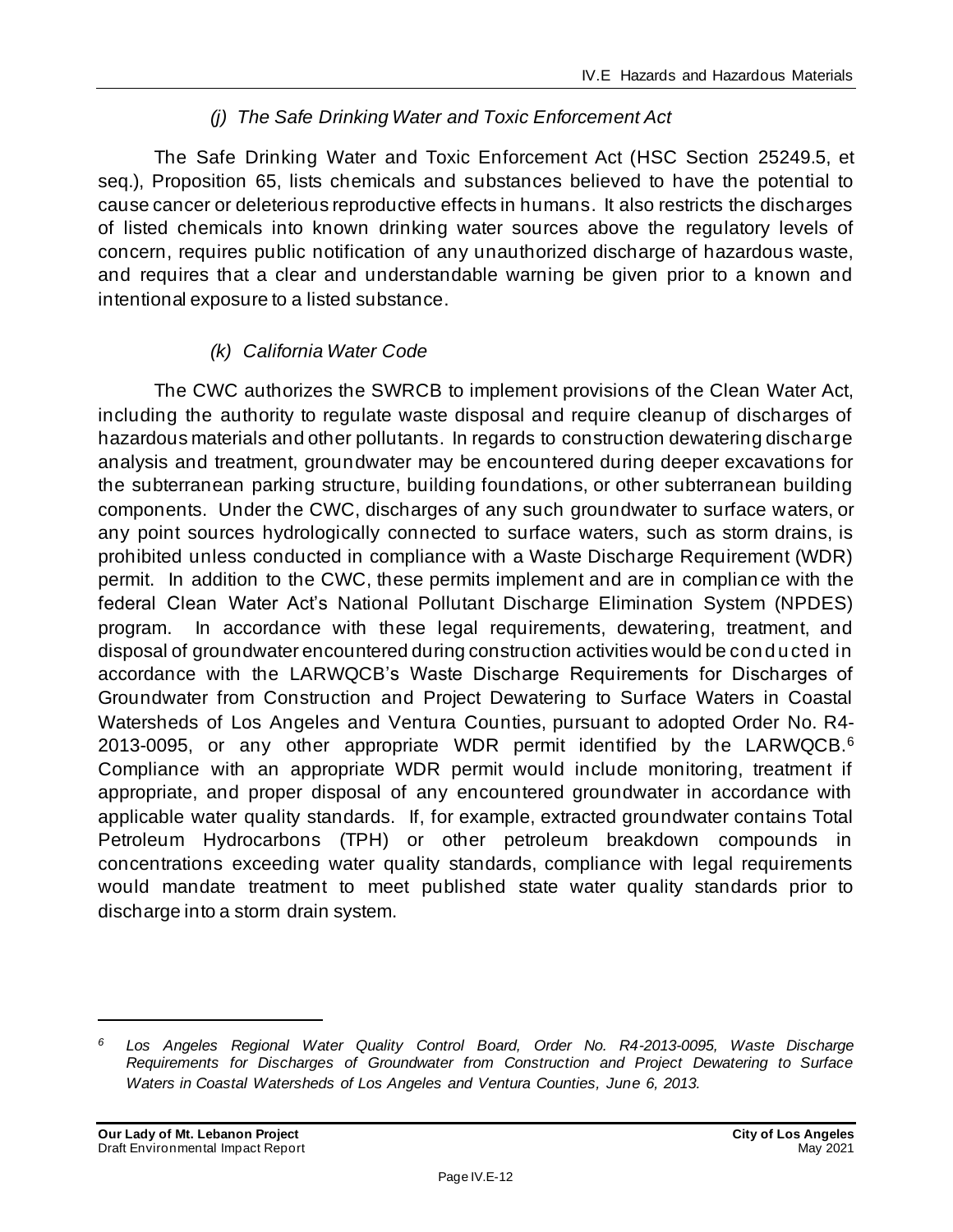### *(j) The Safe Drinking Water and Toxic Enforcement Act*

The Safe Drinking Water and Toxic Enforcement Act (HSC Section 25249.5, et seq.), Proposition 65, lists chemicals and substances believed to have the potential to cause cancer or deleterious reproductive effects in humans. It also restricts the discharges of listed chemicals into known drinking water sources above the regulatory levels of concern, requires public notification of any unauthorized discharge of hazardous waste, and requires that a clear and understandable warning be given prior to a known and intentional exposure to a listed substance.

### *(k) California Water Code*

The CWC authorizes the SWRCB to implement provisions of the Clean Water Act, including the authority to regulate waste disposal and require cleanup of discharges of hazardous materials and other pollutants. In regards to construction dewatering discharge analysis and treatment, groundwater may be encountered during deeper excavations for the subterranean parking structure, building foundations, or other subterranean building components. Under the CWC, discharges of any such groundwater to surface waters, or any point sources hydrologically connected to surface waters, such as storm drains, is prohibited unless conducted in compliance with a Waste Discharge Requirement (WDR) permit. In addition to the CWC, these permits implement and are in compliance with the federal Clean Water Act's National Pollutant Discharge Elimination System (NPDES) program. In accordance with these legal requirements, dewatering, treatment, and disposal of groundwater encountered during construction activities would be conducted in accordance with the LARWQCB's Waste Discharge Requirements for Discharges of Groundwater from Construction and Project Dewatering to Surface Waters in Coastal Watersheds of Los Angeles and Ventura Counties, pursuant to adopted Order No. R4-2013-0095, or any other appropriate WDR permit identified by the LARWQCB.[6] Compliance with an appropriate WDR permit would include monitoring, treatment if appropriate, and proper disposal of any encountered groundwater in accordance with applicable water quality standards. If, for example, extracted groundwater contains Total Petroleum Hydrocarbons (TPH) or other petroleum breakdown compounds in concentrations exceeding water quality standards, compliance with legal requirements would mandate treatment to meet published state water quality standards prior to discharge into a storm drain system.

---

[6] *Los Angeles Regional Water Quality Control Board, Order No. R4-2013-0095, Waste Discharge Requirements for Discharges of Groundwater from Construction and Project Dewatering to Surface Waters in Coastal Watersheds of Los Angeles and Ventura Counties, June 6, 2013.*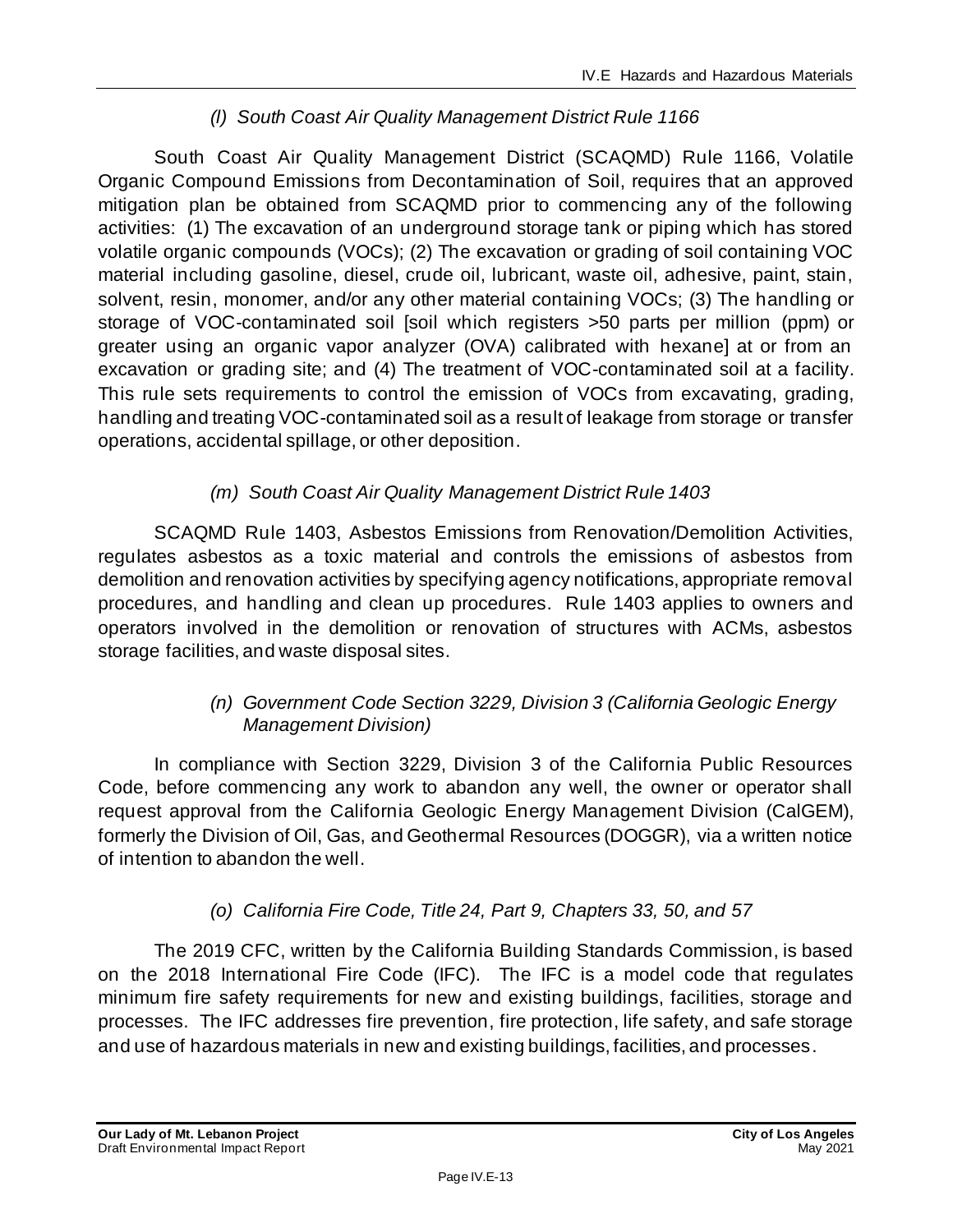### *(l) South Coast Air Quality Management District Rule 1166*

South Coast Air Quality Management District (SCAQMD) Rule 1166, Volatile Organic Compound Emissions from Decontamination of Soil, requires that an approved mitigation plan be obtained from SCAQMD prior to commencing any of the following activities: (1) The excavation of an underground storage tank or piping which has stored volatile organic compounds (VOCs); (2) The excavation or grading of soil containing VOC material including gasoline, diesel, crude oil, lubricant, waste oil, adhesive, paint, stain, solvent, resin, monomer, and/or any other material containing VOCs; (3) The handling or storage of VOC-contaminated soil [soil which registers >50 parts per million (ppm) or greater using an organic vapor analyzer (OVA) calibrated with hexane] at or from an excavation or grading site; and (4) The treatment of VOC-contaminated soil at a facility. This rule sets requirements to control the emission of VOCs from excavating, grading, handling and treating VOC-contaminated soil as a result of leakage from storage or transfer operations, accidental spillage, or other deposition.

### *(m) South Coast Air Quality Management District Rule 1403*

SCAQMD Rule 1403, Asbestos Emissions from Renovation/Demolition Activities, regulates asbestos as a toxic material and controls the emissions of asbestos from demolition and renovation activities by specifying agency notifications, appropriate removal procedures, and handling and clean up procedures. Rule 1403 applies to owners and operators involved in the demolition or renovation of structures with ACMs, asbestos storage facilities, and waste disposal sites.

### *(n) Government Code Section 3229, Division 3 (California Geologic Energy Management Division)*

In compliance with Section 3229, Division 3 of the California Public Resources Code, before commencing any work to abandon any well, the owner or operator shall request approval from the California Geologic Energy Management Division (CalGEM), formerly the Division of Oil, Gas, and Geothermal Resources (DOGGR), via a written notice of intention to abandon the well.

### *(o) California Fire Code, Title 24, Part 9, Chapters 33, 50, and 57*

The 2019 CFC, written by the California Building Standards Commission, is based on the 2018 International Fire Code (IFC). The IFC is a model code that regulates minimum fire safety requirements for new and existing buildings, facilities, storage and processes. The IFC addresses fire prevention, fire protection, life safety, and safe storage and use of hazardous materials in new and existing buildings, facilities, and processes.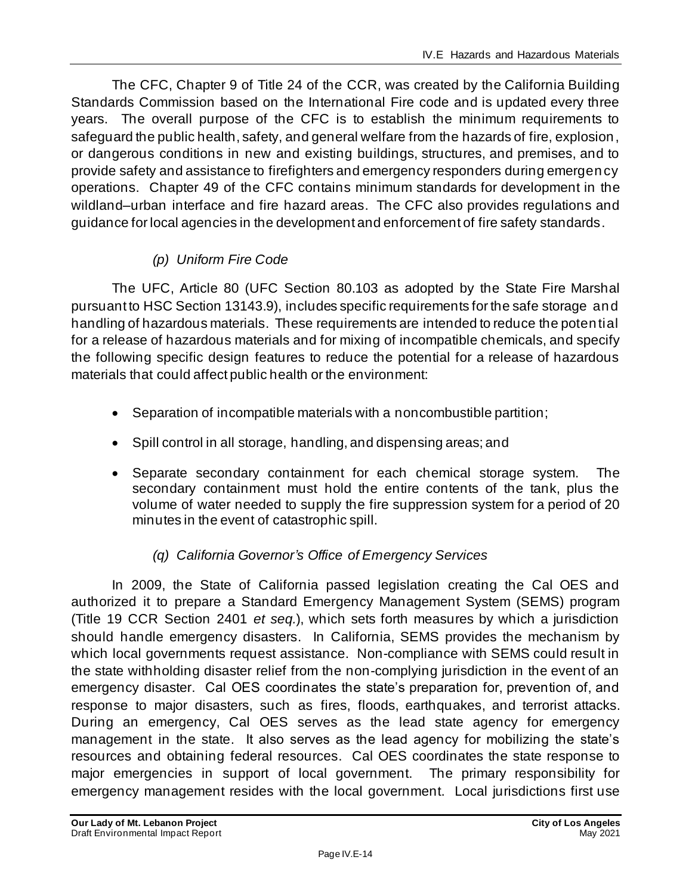The CFC, Chapter 9 of Title 24 of the CCR, was created by the California Building Standards Commission based on the International Fire code and is updated every three years. The overall purpose of the CFC is to establish the minimum requirements to safeguard the public health, safety, and general welfare from the hazards of fire, explosion, or dangerous conditions in new and existing buildings, structures, and premises, and to provide safety and assistance to firefighters and emergency responders during emergency operations. Chapter 49 of the CFC contains minimum standards for development in the wildland–urban interface and fire hazard areas. The CFC also provides regulations and guidance for local agencies in the development and enforcement of fire safety standards.

#### *(p) Uniform Fire Code*

The UFC, Article 80 (UFC Section 80.103 as adopted by the State Fire Marshal pursuant to HSC Section 13143.9), includes specific requirements for the safe storage and handling of hazardous materials. These requirements are intended to reduce the potential for a release of hazardous materials and for mixing of incompatible chemicals, and specify the following specific design features to reduce the potential for a release of hazardous materials that could affect public health or the environment:

- Separation of incompatible materials with a noncombustible partition;
- Spill control in all storage, handling, and dispensing areas; and
- Separate secondary containment for each chemical storage system. The secondary containment must hold the entire contents of the tank, plus the volume of water needed to supply the fire suppression system for a period of 20 minutes in the event of catastrophic spill.

#### *(q) California Governor's Office of Emergency Services*

In 2009, the State of California passed legislation creating the Cal OES and authorized it to prepare a Standard Emergency Management System (SEMS) program (Title 19 CCR Section 2401 *et seq.*), which sets forth measures by which a jurisdiction should handle emergency disasters. In California, SEMS provides the mechanism by which local governments request assistance. Non-compliance with SEMS could result in the state withholding disaster relief from the non-complying jurisdiction in the event of an emergency disaster. Cal OES coordinates the state's preparation for, prevention of, and response to major disasters, such as fires, floods, earthquakes, and terrorist attacks. During an emergency, Cal OES serves as the lead state agency for emergency management in the state. It also serves as the lead agency for mobilizing the state's resources and obtaining federal resources. Cal OES coordinates the state response to major emergencies in support of local government. The primary responsibility for emergency management resides with the local government. Local jurisdictions first use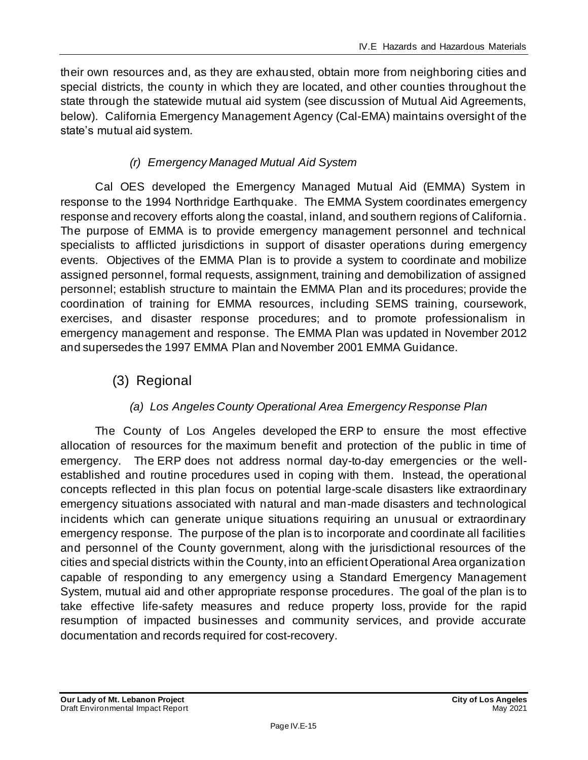their own resources and, as they are exhausted, obtain more from neighboring cities and special districts, the county in which they are located, and other counties throughout the state through the statewide mutual aid system (see discussion of Mutual Aid Agreements, below). California Emergency Management Agency (Cal-EMA) maintains oversight of the state's mutual aid system.

#### *(r) Emergency Managed Mutual Aid System*

Cal OES developed the Emergency Managed Mutual Aid (EMMA) System in response to the 1994 Northridge Earthquake. The EMMA System coordinates emergency response and recovery efforts along the coastal, inland, and southern regions of California. The purpose of EMMA is to provide emergency management personnel and technical specialists to afflicted jurisdictions in support of disaster operations during emergency events. Objectives of the EMMA Plan is to provide a system to coordinate and mobilize assigned personnel, formal requests, assignment, training and demobilization of assigned personnel; establish structure to maintain the EMMA Plan and its procedures; provide the coordination of training for EMMA resources, including SEMS training, coursework, exercises, and disaster response procedures; and to promote professionalism in emergency management and response. The EMMA Plan was updated in November 2012 and supersedes the 1997 EMMA Plan and November 2001 EMMA Guidance.

### (3) Regional

#### *(a) Los Angeles County Operational Area Emergency Response Plan*

The County of Los Angeles developed the ERP to ensure the most effective allocation of resources for the maximum benefit and protection of the public in time of emergency. The ERP does not address normal day-to-day emergencies or the well-established and routine procedures used in coping with them. Instead, the operational concepts reflected in this plan focus on potential large-scale disasters like extraordinary emergency situations associated with natural and man-made disasters and technological incidents which can generate unique situations requiring an unusual or extraordinary emergency response. The purpose of the plan is to incorporate and coordinate all facilities and personnel of the County government, along with the jurisdictional resources of the cities and special districts within the County, into an efficient Operational Area organization capable of responding to any emergency using a Standard Emergency Management System, mutual aid and other appropriate response procedures. The goal of the plan is to take effective life-safety measures and reduce property loss, provide for the rapid resumption of impacted businesses and community services, and provide accurate documentation and records required for cost-recovery.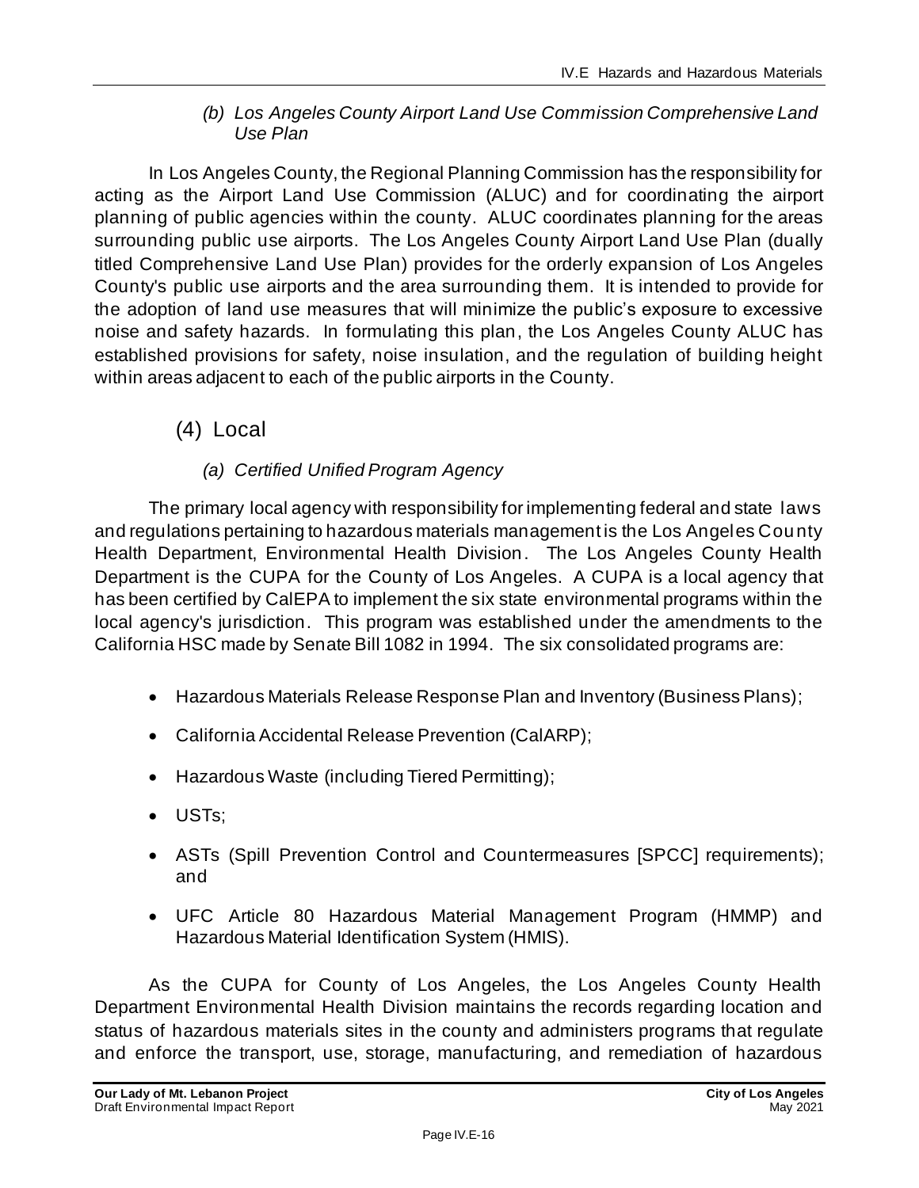*(b) Los Angeles County Airport Land Use Commission Comprehensive Land Use Plan*

In Los Angeles County, the Regional Planning Commission has the responsibility for acting as the Airport Land Use Commission (ALUC) and for coordinating the airport planning of public agencies within the county. ALUC coordinates planning for the areas surrounding public use airports. The Los Angeles County Airport Land Use Plan (dually titled Comprehensive Land Use Plan) provides for the orderly expansion of Los Angeles County's public use airports and the area surrounding them. It is intended to provide for the adoption of land use measures that will minimize the public's exposure to excessive noise and safety hazards. In formulating this plan, the Los Angeles County ALUC has established provisions for safety, noise insulation, and the regulation of building height within areas adjacent to each of the public airports in the County.

## (4) Local

*(a) Certified Unified Program Agency*

The primary local agency with responsibility for implementing federal and state laws and regulations pertaining to hazardous materials management is the Los Angeles County Health Department, Environmental Health Division. The Los Angeles County Health Department is the CUPA for the County of Los Angeles. A CUPA is a local agency that has been certified by CalEPA to implement the six state environmental programs within the local agency's jurisdiction. This program was established under the amendments to the California HSC made by Senate Bill 1082 in 1994. The six consolidated programs are:

- Hazardous Materials Release Response Plan and Inventory (Business Plans);
- California Accidental Release Prevention (CalARP);
- Hazardous Waste (including Tiered Permitting);
- USTs;
- ASTs (Spill Prevention Control and Countermeasures [SPCC] requirements); and
- UFC Article 80 Hazardous Material Management Program (HMMP) and Hazardous Material Identification System (HMIS).

As the CUPA for County of Los Angeles, the Los Angeles County Health Department Environmental Health Division maintains the records regarding location and status of hazardous materials sites in the county and administers programs that regulate and enforce the transport, use, storage, manufacturing, and remediation of hazardous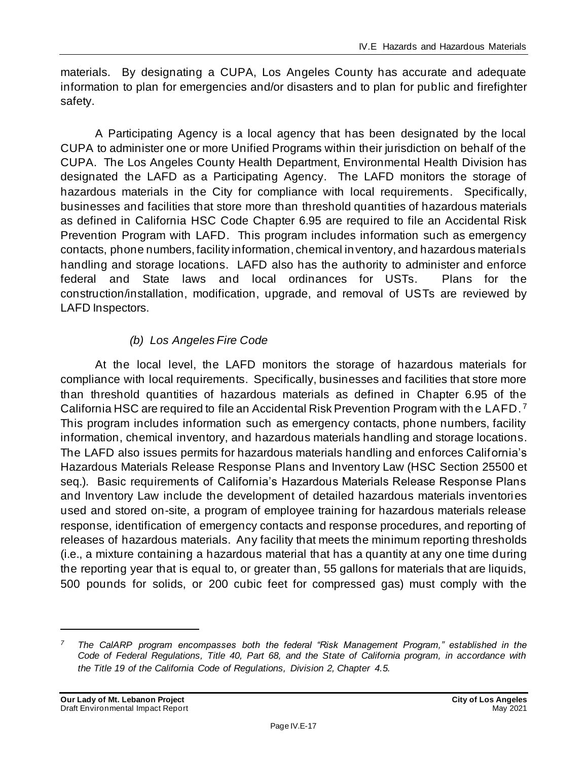materials. By designating a CUPA, Los Angeles County has accurate and adequate information to plan for emergencies and/or disasters and to plan for public and firefighter safety.

A Participating Agency is a local agency that has been designated by the local CUPA to administer one or more Unified Programs within their jurisdiction on behalf of the CUPA. The Los Angeles County Health Department, Environmental Health Division has designated the LAFD as a Participating Agency. The LAFD monitors the storage of hazardous materials in the City for compliance with local requirements. Specifically, businesses and facilities that store more than threshold quantities of hazardous materials as defined in California HSC Code Chapter 6.95 are required to file an Accidental Risk Prevention Program with LAFD. This program includes information such as emergency contacts, phone numbers, facility information, chemical inventory, and hazardous materials handling and storage locations. LAFD also has the authority to administer and enforce federal and State laws and local ordinances for USTs. Plans for the construction/installation, modification, upgrade, and removal of USTs are reviewed by LAFD Inspectors.

#### *(b) Los Angeles Fire Code*

At the local level, the LAFD monitors the storage of hazardous materials for compliance with local requirements. Specifically, businesses and facilities that store more than threshold quantities of hazardous materials as defined in Chapter 6.95 of the California HSC are required to file an Accidental Risk Prevention Program with the LAFD.[7] This program includes information such as emergency contacts, phone numbers, facility information, chemical inventory, and hazardous materials handling and storage locations. The LAFD also issues permits for hazardous materials handling and enforces California's Hazardous Materials Release Response Plans and Inventory Law (HSC Section 25500 et seq.). Basic requirements of California's Hazardous Materials Release Response Plans and Inventory Law include the development of detailed hazardous materials inventories used and stored on-site, a program of employee training for hazardous materials release response, identification of emergency contacts and response procedures, and reporting of releases of hazardous materials. Any facility that meets the minimum reporting thresholds (i.e., a mixture containing a hazardous material that has a quantity at any one time during the reporting year that is equal to, or greater than, 55 gallons for materials that are liquids, 500 pounds for solids, or 200 cubic feet for compressed gas) must comply with the

---

[7] *The CalARP program encompasses both the federal "Risk Management Program," established in the Code of Federal Regulations, Title 40, Part 68, and the State of California program, in accordance with the Title 19 of the California Code of Regulations, Division 2, Chapter 4.5.*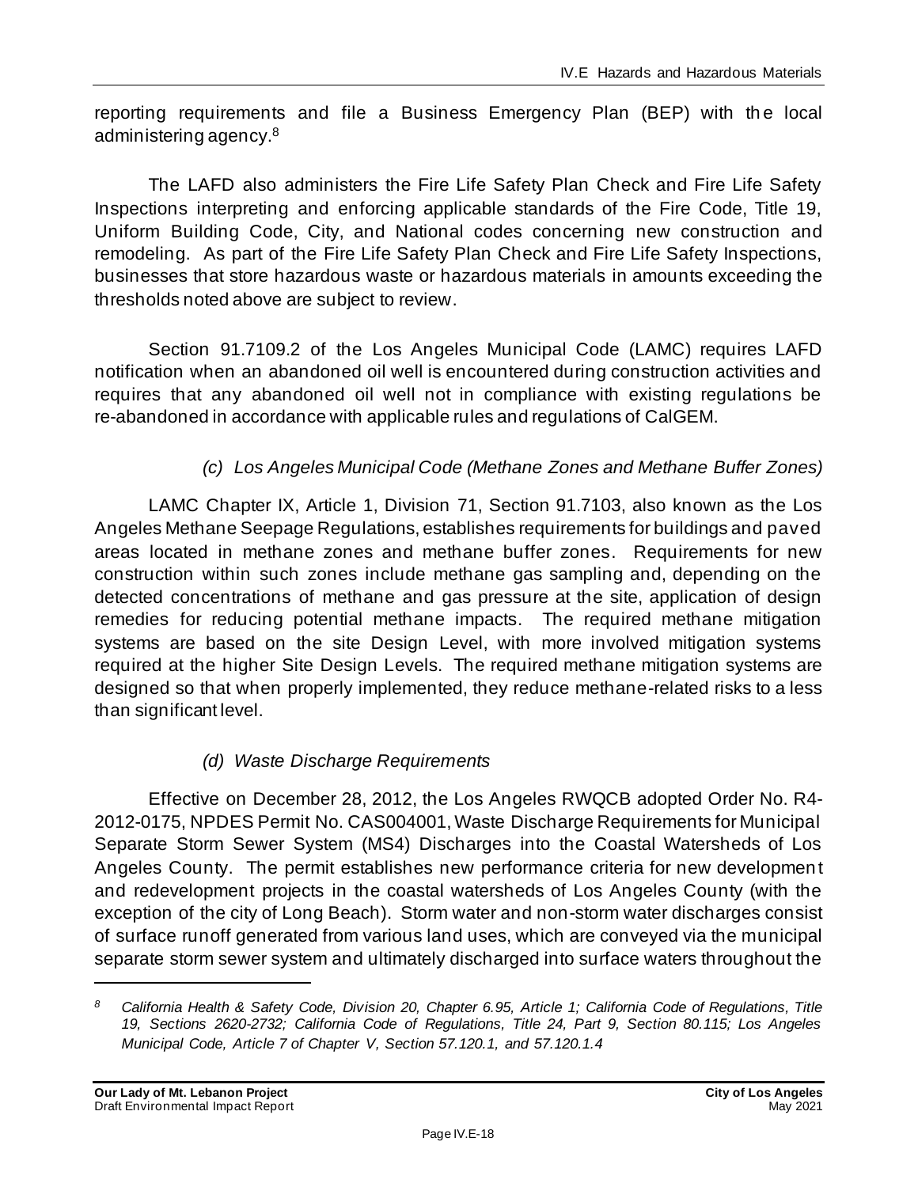reporting requirements and file a Business Emergency Plan (BEP) with the local administering agency.[8]

The LAFD also administers the Fire Life Safety Plan Check and Fire Life Safety Inspections interpreting and enforcing applicable standards of the Fire Code, Title 19, Uniform Building Code, City, and National codes concerning new construction and remodeling. As part of the Fire Life Safety Plan Check and Fire Life Safety Inspections, businesses that store hazardous waste or hazardous materials in amounts exceeding the thresholds noted above are subject to review.

Section 91.7109.2 of the Los Angeles Municipal Code (LAMC) requires LAFD notification when an abandoned oil well is encountered during construction activities and requires that any abandoned oil well not in compliance with existing regulations be re-abandoned in accordance with applicable rules and regulations of CalGEM.

*(c) Los Angeles Municipal Code (Methane Zones and Methane Buffer Zones)*

LAMC Chapter IX, Article 1, Division 71, Section 91.7103, also known as the Los Angeles Methane Seepage Regulations, establishes requirements for buildings and paved areas located in methane zones and methane buffer zones. Requirements for new construction within such zones include methane gas sampling and, depending on the detected concentrations of methane and gas pressure at the site, application of design remedies for reducing potential methane impacts. The required methane mitigation systems are based on the site Design Level, with more involved mitigation systems required at the higher Site Design Levels. The required methane mitigation systems are designed so that when properly implemented, they reduce methane-related risks to a less than significant level.

*(d) Waste Discharge Requirements*

Effective on December 28, 2012, the Los Angeles RWQCB adopted Order No. R4-2012-0175, NPDES Permit No. CAS004001, Waste Discharge Requirements for Municipal Separate Storm Sewer System (MS4) Discharges into the Coastal Watersheds of Los Angeles County. The permit establishes new performance criteria for new development and redevelopment projects in the coastal watersheds of Los Angeles County (with the exception of the city of Long Beach). Storm water and non-storm water discharges consist of surface runoff generated from various land uses, which are conveyed via the municipal separate storm sewer system and ultimately discharged into surface waters throughout the

---

[8] *California Health & Safety Code, Division 20, Chapter 6.95, Article 1; California Code of Regulations, Title 19, Sections 2620-2732; California Code of Regulations, Title 24, Part 9, Section 80.115; Los Angeles Municipal Code, Article 7 of Chapter V, Section 57.120.1, and 57.120.1.4*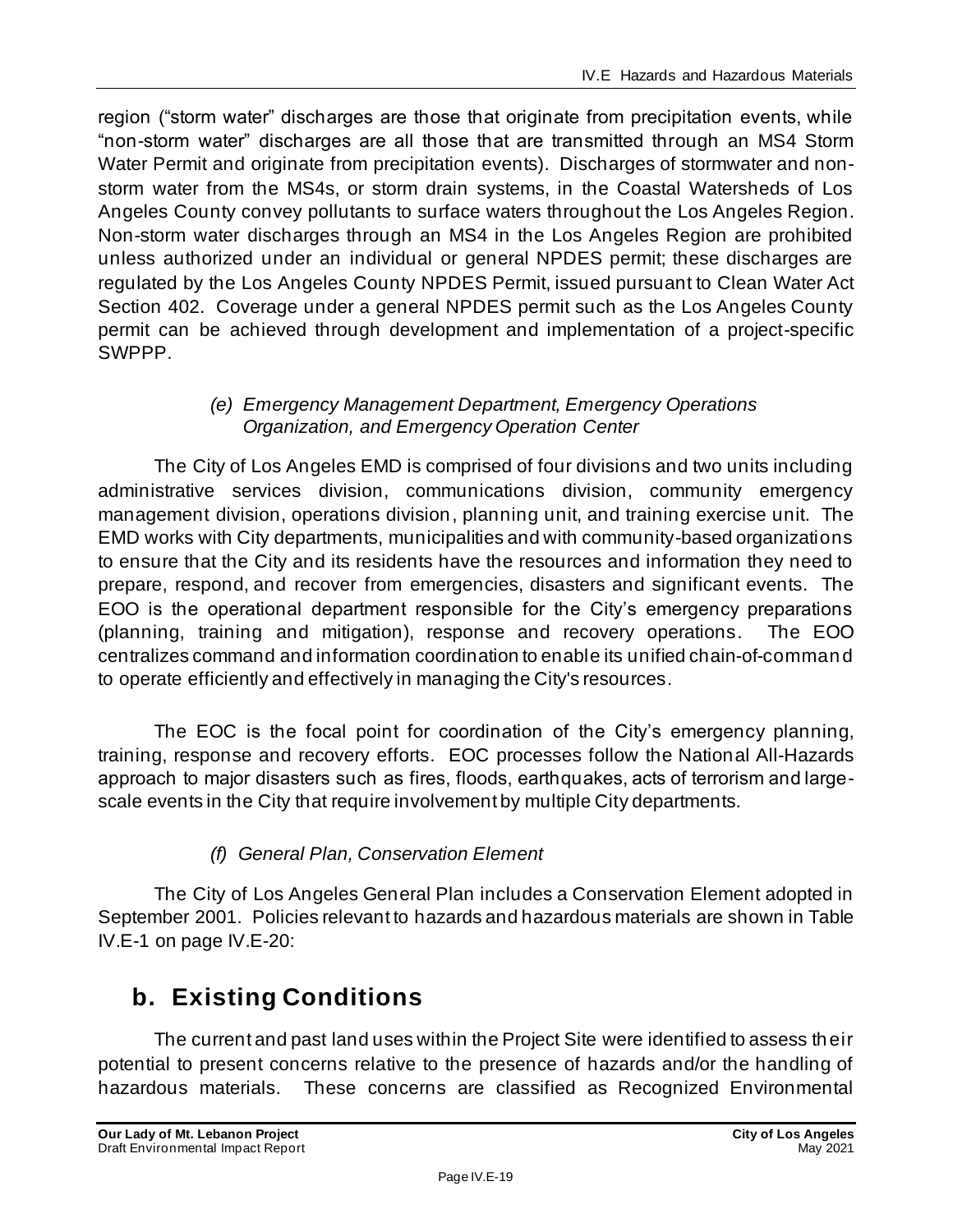region ("storm water" discharges are those that originate from precipitation events, while "non-storm water" discharges are all those that are transmitted through an MS4 Storm Water Permit and originate from precipitation events). Discharges of stormwater and non-storm water from the MS4s, or storm drain systems, in the Coastal Watersheds of Los Angeles County convey pollutants to surface waters throughout the Los Angeles Region. Non-storm water discharges through an MS4 in the Los Angeles Region are prohibited unless authorized under an individual or general NPDES permit; these discharges are regulated by the Los Angeles County NPDES Permit, issued pursuant to Clean Water Act Section 402. Coverage under a general NPDES permit such as the Los Angeles County permit can be achieved through development and implementation of a project-specific SWPPP.

*(e) Emergency Management Department, Emergency Operations Organization, and Emergency Operation Center*

The City of Los Angeles EMD is comprised of four divisions and two units including administrative services division, communications division, community emergency management division, operations division, planning unit, and training exercise unit. The EMD works with City departments, municipalities and with community-based organizations to ensure that the City and its residents have the resources and information they need to prepare, respond, and recover from emergencies, disasters and significant events. The EOO is the operational department responsible for the City's emergency preparations (planning, training and mitigation), response and recovery operations. The EOO centralizes command and information coordination to enable its unified chain-of-command to operate efficiently and effectively in managing the City's resources.

The EOC is the focal point for coordination of the City's emergency planning, training, response and recovery efforts. EOC processes follow the National All-Hazards approach to major disasters such as fires, floods, earthquakes, acts of terrorism and large-scale events in the City that require involvement by multiple City departments.

*(f) General Plan, Conservation Element*

The City of Los Angeles General Plan includes a Conservation Element adopted in September 2001. Policies relevant to hazards and hazardous materials are shown in Table IV.E-1 on page IV.E-20:

## b. Existing Conditions

The current and past land uses within the Project Site were identified to assess their potential to present concerns relative to the presence of hazards and/or the handling of hazardous materials. These concerns are classified as Recognized Environmental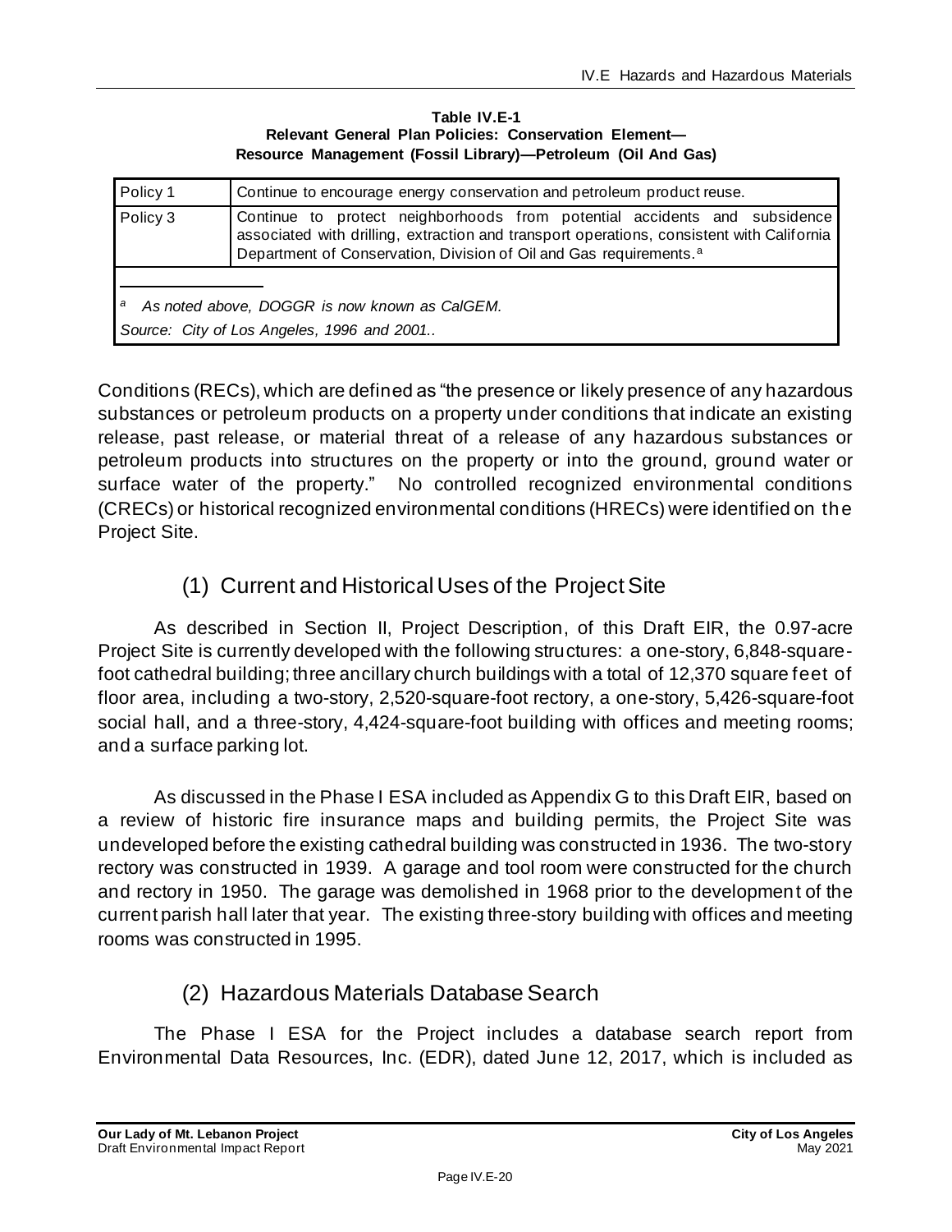**Table IV.E-1**
**Relevant General Plan Policies: Conservation Element—**
**Resource Management (Fossil Library)—Petroleum (Oil And Gas)**

| Policy 1 | Continue to encourage energy conservation and petroleum product reuse. |
|---|---|
| Policy 3 | Continue to protect neighborhoods from potential accidents and subsidence associated with drilling, extraction and transport operations, consistent with California Department of Conservation, Division of Oil and Gas requirements.[a] |

[a] *As noted above, DOGGR is now known as CalGEM.*

*Source: City of Los Angeles, 1996 and 2001..*

Conditions (RECs), which are defined as "the presence or likely presence of any hazardous substances or petroleum products on a property under conditions that indicate an existing release, past release, or material threat of a release of any hazardous substances or petroleum products into structures on the property or into the ground, ground water or surface water of the property." No controlled recognized environmental conditions (CRECs) or historical recognized environmental conditions (HRECs) were identified on the Project Site.

## (1) Current and Historical Uses of the Project Site

As described in Section II, Project Description, of this Draft EIR, the 0.97-acre Project Site is currently developed with the following structures: a one-story, 6,848-square-foot cathedral building; three ancillary church buildings with a total of 12,370 square feet of floor area, including a two-story, 2,520-square-foot rectory, a one-story, 5,426-square-foot social hall, and a three-story, 4,424-square-foot building with offices and meeting rooms; and a surface parking lot.

As discussed in the Phase I ESA included as Appendix G to this Draft EIR, based on a review of historic fire insurance maps and building permits, the Project Site was undeveloped before the existing cathedral building was constructed in 1936. The two-story rectory was constructed in 1939. A garage and tool room were constructed for the church and rectory in 1950. The garage was demolished in 1968 prior to the development of the current parish hall later that year. The existing three-story building with offices and meeting rooms was constructed in 1995.

## (2) Hazardous Materials Database Search

The Phase I ESA for the Project includes a database search report from Environmental Data Resources, Inc. (EDR), dated June 12, 2017, which is included as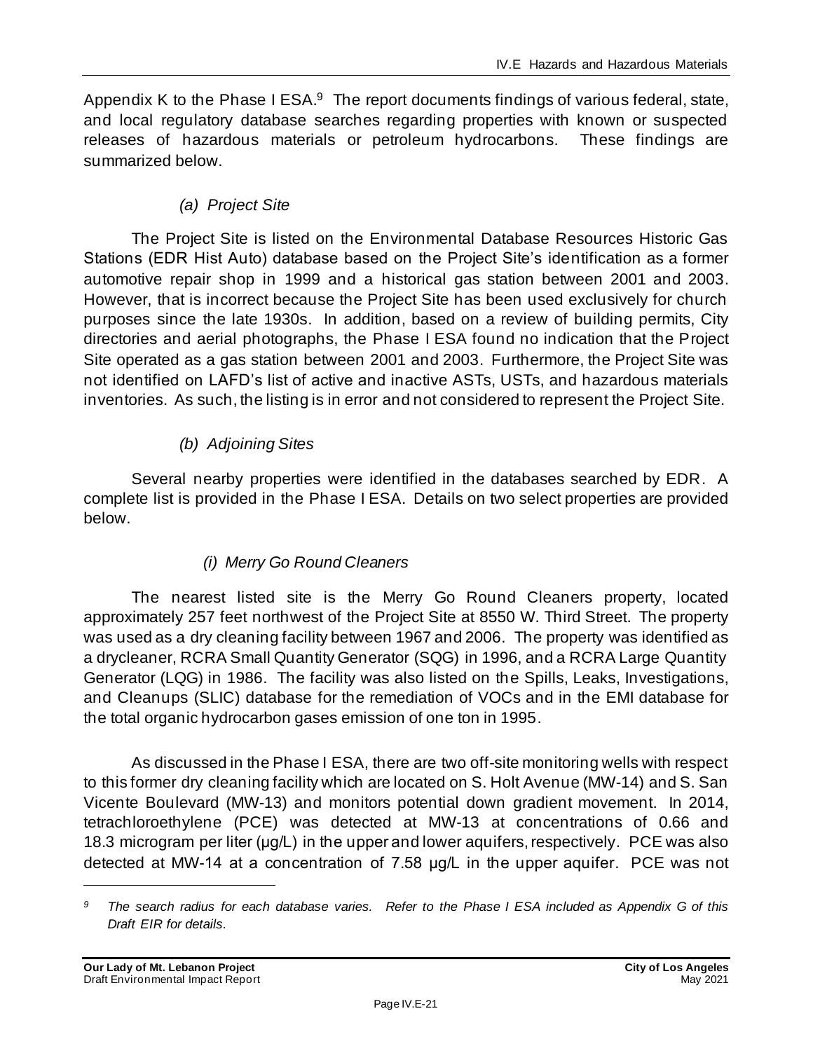Appendix K to the Phase I ESA.[9] The report documents findings of various federal, state, and local regulatory database searches regarding properties with known or suspected releases of hazardous materials or petroleum hydrocarbons. These findings are summarized below.

*(a) Project Site*

The Project Site is listed on the Environmental Database Resources Historic Gas Stations (EDR Hist Auto) database based on the Project Site's identification as a former automotive repair shop in 1999 and a historical gas station between 2001 and 2003. However, that is incorrect because the Project Site has been used exclusively for church purposes since the late 1930s. In addition, based on a review of building permits, City directories and aerial photographs, the Phase I ESA found no indication that the Project Site operated as a gas station between 2001 and 2003. Furthermore, the Project Site was not identified on LAFD's list of active and inactive ASTs, USTs, and hazardous materials inventories. As such, the listing is in error and not considered to represent the Project Site.

*(b) Adjoining Sites*

Several nearby properties were identified in the databases searched by EDR. A complete list is provided in the Phase I ESA. Details on two select properties are provided below.

*(i) Merry Go Round Cleaners*

The nearest listed site is the Merry Go Round Cleaners property, located approximately 257 feet northwest of the Project Site at 8550 W. Third Street. The property was used as a dry cleaning facility between 1967 and 2006. The property was identified as a drycleaner, RCRA Small Quantity Generator (SQG) in 1996, and a RCRA Large Quantity Generator (LQG) in 1986. The facility was also listed on the Spills, Leaks, Investigations, and Cleanups (SLIC) database for the remediation of VOCs and in the EMI database for the total organic hydrocarbon gases emission of one ton in 1995.

As discussed in the Phase I ESA, there are two off-site monitoring wells with respect to this former dry cleaning facility which are located on S. Holt Avenue (MW-14) and S. San Vicente Boulevard (MW-13) and monitors potential down gradient movement. In 2014, tetrachloroethylene (PCE) was detected at MW-13 at concentrations of 0.66 and 18.3 microgram per liter (µg/L) in the upper and lower aquifers, respectively. PCE was also detected at MW-14 at a concentration of 7.58 µg/L in the upper aquifer. PCE was not

---

[9] *The search radius for each database varies. Refer to the Phase I ESA included as Appendix G of this Draft EIR for details.*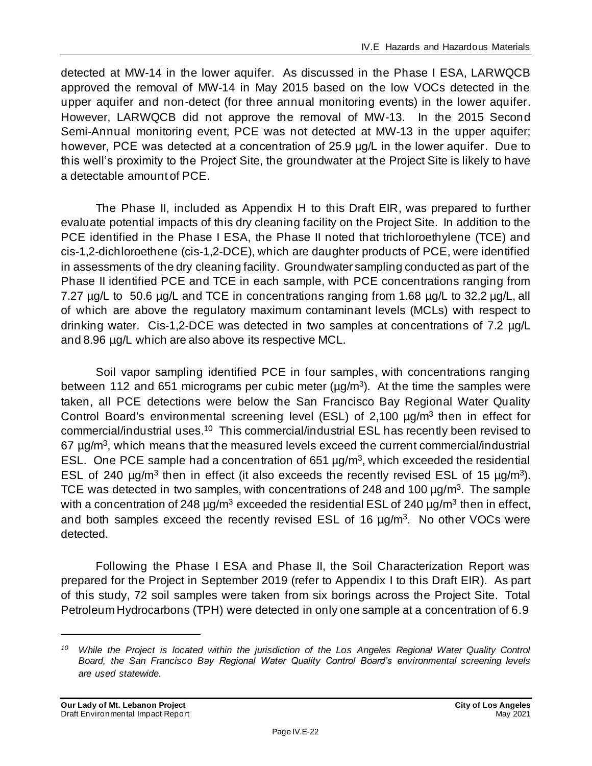detected at MW-14 in the lower aquifer. As discussed in the Phase I ESA, LARWQCB approved the removal of MW-14 in May 2015 based on the low VOCs detected in the upper aquifer and non-detect (for three annual monitoring events) in the lower aquifer. However, LARWQCB did not approve the removal of MW-13. In the 2015 Second Semi-Annual monitoring event, PCE was not detected at MW-13 in the upper aquifer; however, PCE was detected at a concentration of 25.9 µg/L in the lower aquifer. Due to this well's proximity to the Project Site, the groundwater at the Project Site is likely to have a detectable amount of PCE.

The Phase II, included as Appendix H to this Draft EIR, was prepared to further evaluate potential impacts of this dry cleaning facility on the Project Site. In addition to the PCE identified in the Phase I ESA, the Phase II noted that trichloroethylene (TCE) and cis-1,2-dichloroethene (cis-1,2-DCE), which are daughter products of PCE, were identified in assessments of the dry cleaning facility. Groundwater sampling conducted as part of the Phase II identified PCE and TCE in each sample, with PCE concentrations ranging from 7.27 µg/L to 50.6 µg/L and TCE in concentrations ranging from 1.68 µg/L to 32.2 µg/L, all of which are above the regulatory maximum contaminant levels (MCLs) with respect to drinking water. Cis-1,2-DCE was detected in two samples at concentrations of 7.2 µg/L and 8.96 µg/L which are also above its respective MCL.

Soil vapor sampling identified PCE in four samples, with concentrations ranging between 112 and 651 micrograms per cubic meter (µg/m$^3$). At the time the samples were taken, all PCE detections were below the San Francisco Bay Regional Water Quality Control Board's environmental screening level (ESL) of 2,100 µg/m$^3$ then in effect for commercial/industrial uses.[10] This commercial/industrial ESL has recently been revised to 67 µg/m$^3$, which means that the measured levels exceed the current commercial/industrial ESL. One PCE sample had a concentration of 651 µg/m$^3$, which exceeded the residential ESL of 240 µg/m$^3$ then in effect (it also exceeds the recently revised ESL of 15 µg/m$^3$). TCE was detected in two samples, with concentrations of 248 and 100 µg/m$^3$. The sample with a concentration of 248 µg/m$^3$ exceeded the residential ESL of 240 µg/m$^3$ then in effect, and both samples exceed the recently revised ESL of 16 µg/m$^3$. No other VOCs were detected.

Following the Phase I ESA and Phase II, the Soil Characterization Report was prepared for the Project in September 2019 (refer to Appendix I to this Draft EIR). As part of this study, 72 soil samples were taken from six borings across the Project Site. Total Petroleum Hydrocarbons (TPH) were detected in only one sample at a concentration of 6.9

---

*[10] While the Project is located within the jurisdiction of the Los Angeles Regional Water Quality Control Board, the San Francisco Bay Regional Water Quality Control Board's environmental screening levels are used statewide.*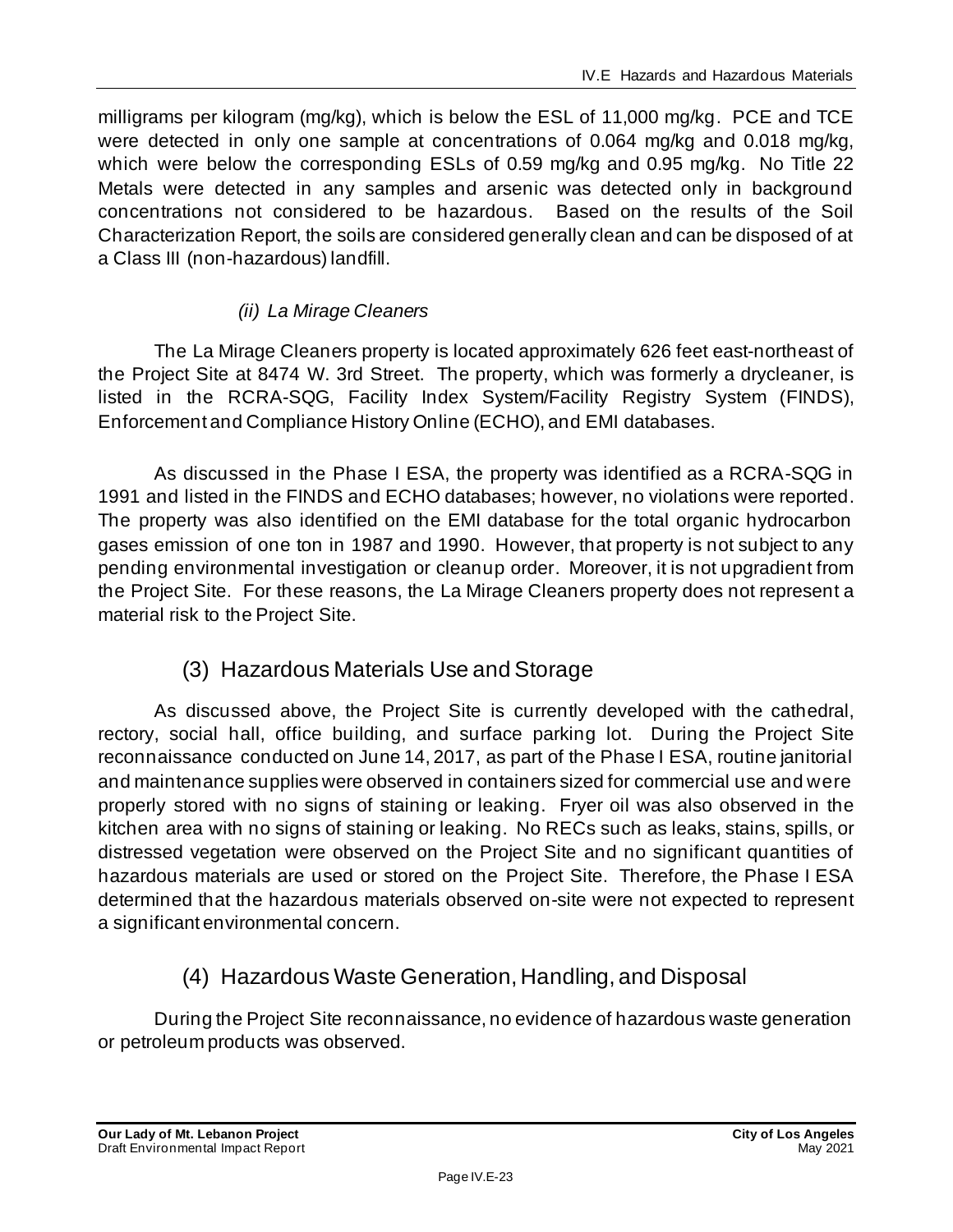milligrams per kilogram (mg/kg), which is below the ESL of 11,000 mg/kg. PCE and TCE were detected in only one sample at concentrations of 0.064 mg/kg and 0.018 mg/kg, which were below the corresponding ESLs of 0.59 mg/kg and 0.95 mg/kg. No Title 22 Metals were detected in any samples and arsenic was detected only in background concentrations not considered to be hazardous. Based on the results of the Soil Characterization Report, the soils are considered generally clean and can be disposed of at a Class III (non-hazardous) landfill.

*(ii) La Mirage Cleaners*

The La Mirage Cleaners property is located approximately 626 feet east-northeast of the Project Site at 8474 W. 3rd Street. The property, which was formerly a drycleaner, is listed in the RCRA-SQG, Facility Index System/Facility Registry System (FINDS), Enforcement and Compliance History Online (ECHO), and EMI databases.

As discussed in the Phase I ESA, the property was identified as a RCRA-SQG in 1991 and listed in the FINDS and ECHO databases; however, no violations were reported. The property was also identified on the EMI database for the total organic hydrocarbon gases emission of one ton in 1987 and 1990. However, that property is not subject to any pending environmental investigation or cleanup order. Moreover, it is not upgradient from the Project Site. For these reasons, the La Mirage Cleaners property does not represent a material risk to the Project Site.

## (3) Hazardous Materials Use and Storage

As discussed above, the Project Site is currently developed with the cathedral, rectory, social hall, office building, and surface parking lot. During the Project Site reconnaissance conducted on June 14, 2017, as part of the Phase I ESA, routine janitorial and maintenance supplies were observed in containers sized for commercial use and were properly stored with no signs of staining or leaking. Fryer oil was also observed in the kitchen area with no signs of staining or leaking. No RECs such as leaks, stains, spills, or distressed vegetation were observed on the Project Site and no significant quantities of hazardous materials are used or stored on the Project Site. Therefore, the Phase I ESA determined that the hazardous materials observed on-site were not expected to represent a significant environmental concern.

## (4) Hazardous Waste Generation, Handling, and Disposal

During the Project Site reconnaissance, no evidence of hazardous waste generation or petroleum products was observed.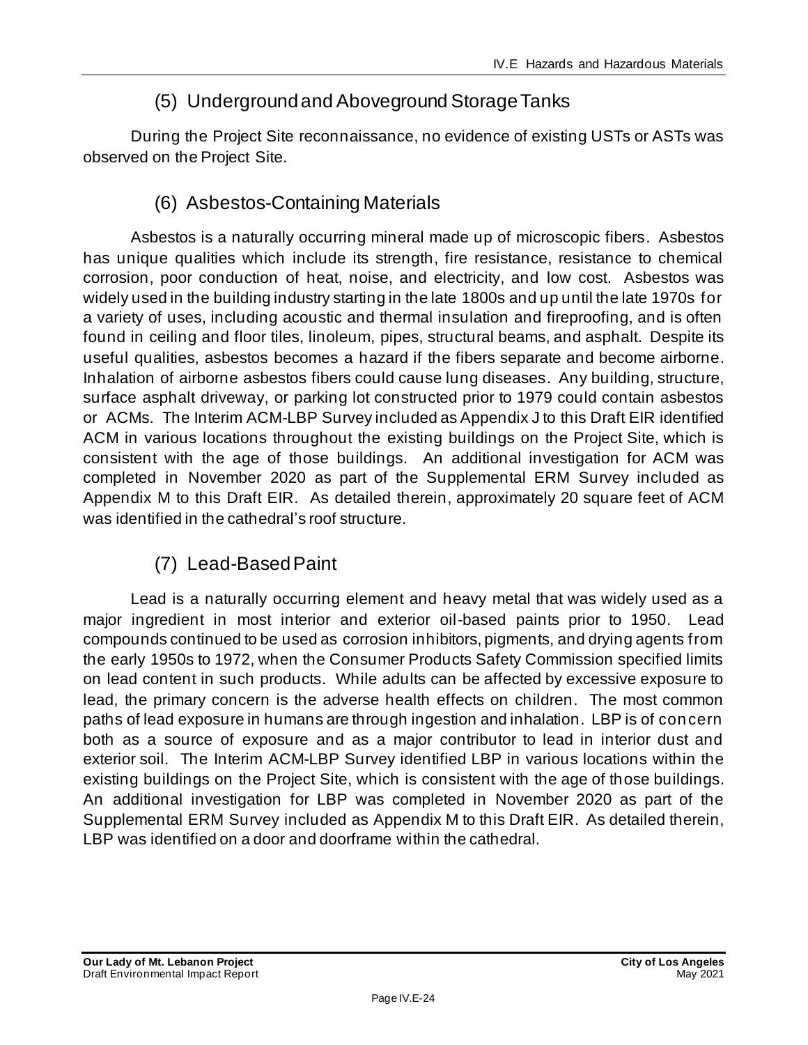### (5) Underground and Aboveground Storage Tanks

During the Project Site reconnaissance, no evidence of existing USTs or ASTs was observed on the Project Site.

### (6) Asbestos-Containing Materials

Asbestos is a naturally occurring mineral made up of microscopic fibers. Asbestos has unique qualities which include its strength, fire resistance, resistance to chemical corrosion, poor conduction of heat, noise, and electricity, and low cost. Asbestos was widely used in the building industry starting in the late 1800s and up until the late 1970s for a variety of uses, including acoustic and thermal insulation and fireproofing, and is often found in ceiling and floor tiles, linoleum, pipes, structural beams, and asphalt. Despite its useful qualities, asbestos becomes a hazard if the fibers separate and become airborne. Inhalation of airborne asbestos fibers could cause lung diseases. Any building, structure, surface asphalt driveway, or parking lot constructed prior to 1979 could contain asbestos or ACMs. The Interim ACM-LBP Survey included as Appendix J to this Draft EIR identified ACM in various locations throughout the existing buildings on the Project Site, which is consistent with the age of those buildings. An additional investigation for ACM was completed in November 2020 as part of the Supplemental ERM Survey included as Appendix M to this Draft EIR. As detailed therein, approximately 20 square feet of ACM was identified in the cathedral's roof structure.

### (7) Lead-Based Paint

Lead is a naturally occurring element and heavy metal that was widely used as a major ingredient in most interior and exterior oil-based paints prior to 1950. Lead compounds continued to be used as corrosion inhibitors, pigments, and drying agents from the early 1950s to 1972, when the Consumer Products Safety Commission specified limits on lead content in such products. While adults can be affected by excessive exposure to lead, the primary concern is the adverse health effects on children. The most common paths of lead exposure in humans are through ingestion and inhalation. LBP is of concern both as a source of exposure and as a major contributor to lead in interior dust and exterior soil. The Interim ACM-LBP Survey identified LBP in various locations within the existing buildings on the Project Site, which is consistent with the age of those buildings. An additional investigation for LBP was completed in November 2020 as part of the Supplemental ERM Survey included as Appendix M to this Draft EIR. As detailed therein, LBP was identified on a door and doorframe within the cathedral.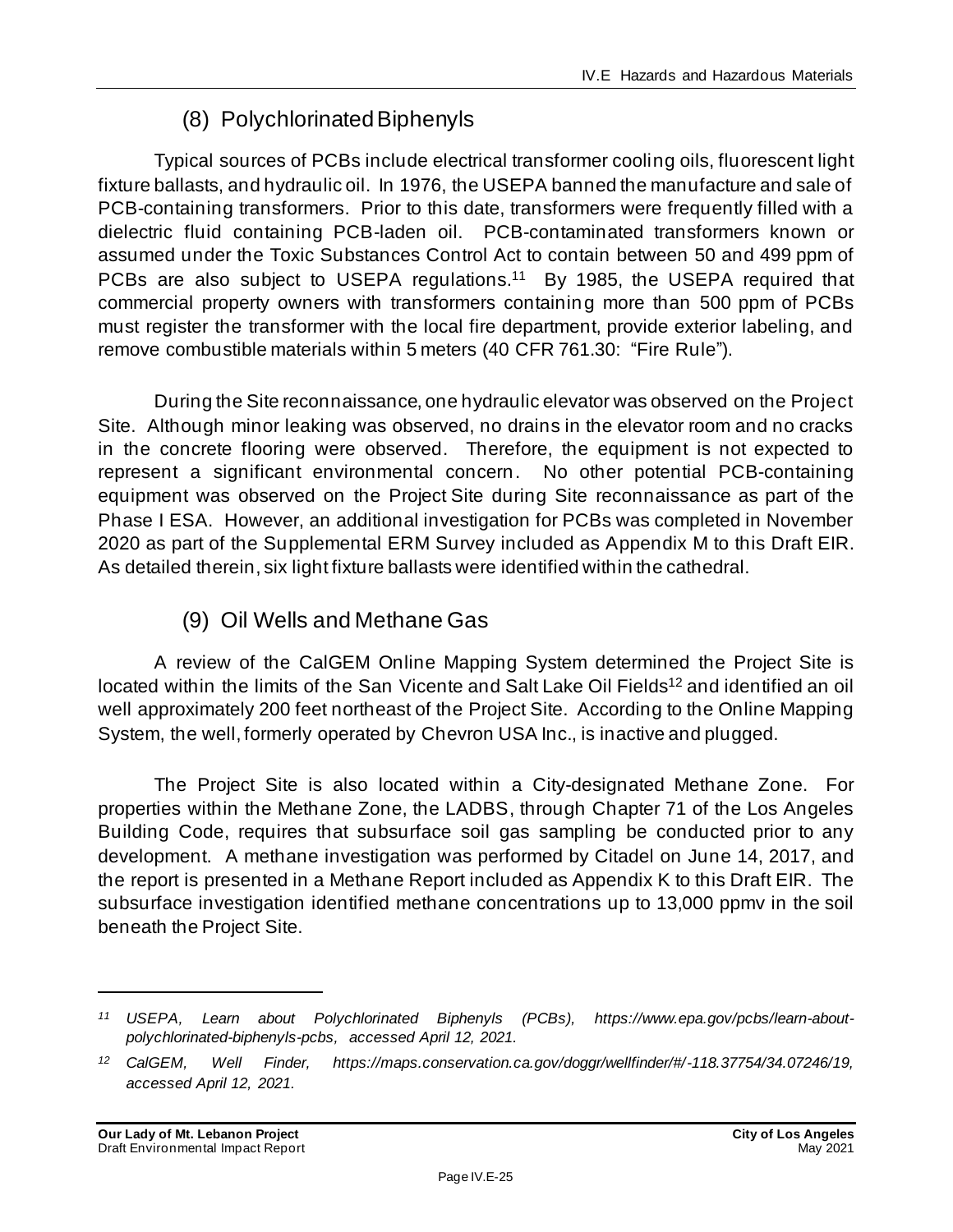### (8) Polychlorinated Biphenyls

Typical sources of PCBs include electrical transformer cooling oils, fluorescent light fixture ballasts, and hydraulic oil. In 1976, the USEPA banned the manufacture and sale of PCB-containing transformers. Prior to this date, transformers were frequently filled with a dielectric fluid containing PCB-laden oil. PCB-contaminated transformers known or assumed under the Toxic Substances Control Act to contain between 50 and 499 ppm of PCBs are also subject to USEPA regulations.[11] By 1985, the USEPA required that commercial property owners with transformers containing more than 500 ppm of PCBs must register the transformer with the local fire department, provide exterior labeling, and remove combustible materials within 5 meters (40 CFR 761.30: "Fire Rule").

During the Site reconnaissance, one hydraulic elevator was observed on the Project Site. Although minor leaking was observed, no drains in the elevator room and no cracks in the concrete flooring were observed. Therefore, the equipment is not expected to represent a significant environmental concern. No other potential PCB-containing equipment was observed on the Project Site during Site reconnaissance as part of the Phase I ESA. However, an additional investigation for PCBs was completed in November 2020 as part of the Supplemental ERM Survey included as Appendix M to this Draft EIR. As detailed therein, six light fixture ballasts were identified within the cathedral.

### (9) Oil Wells and Methane Gas

A review of the CalGEM Online Mapping System determined the Project Site is located within the limits of the San Vicente and Salt Lake Oil Fields[12] and identified an oil well approximately 200 feet northeast of the Project Site. According to the Online Mapping System, the well, formerly operated by Chevron USA Inc., is inactive and plugged.

The Project Site is also located within a City-designated Methane Zone. For properties within the Methane Zone, the LADBS, through Chapter 71 of the Los Angeles Building Code, requires that subsurface soil gas sampling be conducted prior to any development. A methane investigation was performed by Citadel on June 14, 2017, and the report is presented in a Methane Report included as Appendix K to this Draft EIR. The subsurface investigation identified methane concentrations up to 13,000 ppmv in the soil beneath the Project Site.

---

*[11] USEPA, Learn about Polychlorinated Biphenyls (PCBs), https://www.epa.gov/pcbs/learn-about-polychlorinated-biphenyls-pcbs, accessed April 12, 2021.*

*[12] CalGEM, Well Finder, https://maps.conservation.ca.gov/doggr/wellfinder/#/-118.37754/34.07246/19, accessed April 12, 2021.*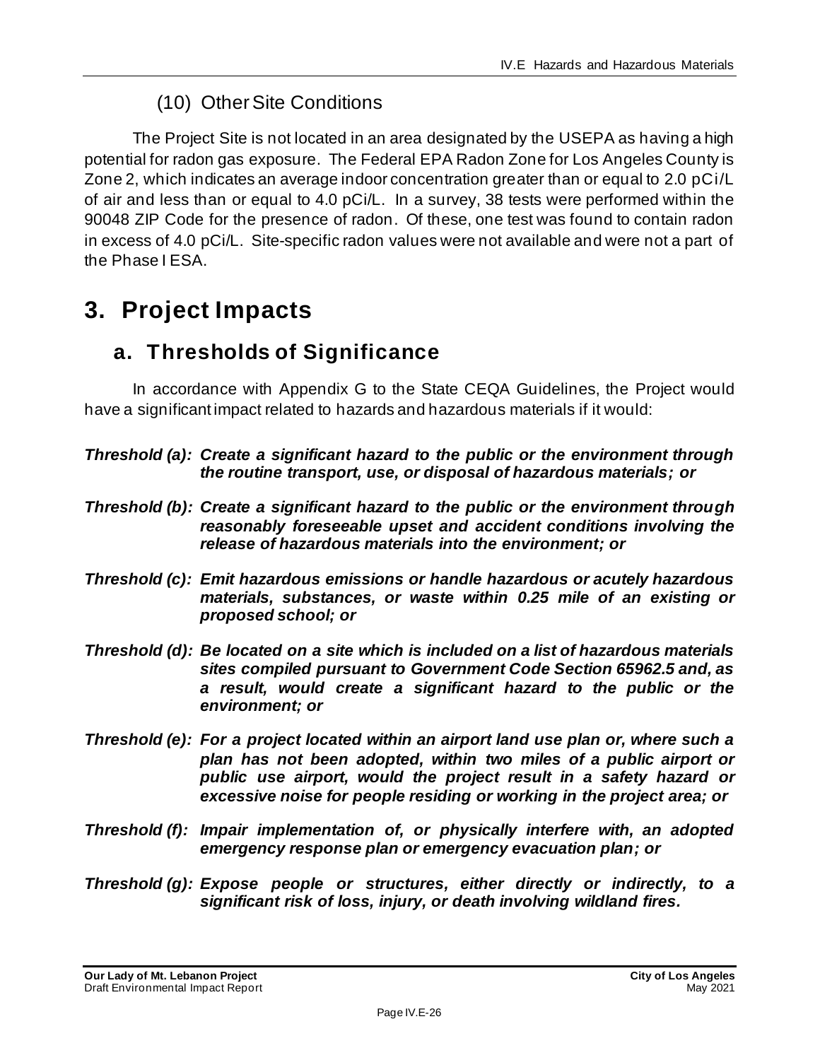### (10) Other Site Conditions

The Project Site is not located in an area designated by the USEPA as having a high potential for radon gas exposure. The Federal EPA Radon Zone for Los Angeles County is Zone 2, which indicates an average indoor concentration greater than or equal to 2.0 pCi/L of air and less than or equal to 4.0 pCi/L. In a survey, 38 tests were performed within the 90048 ZIP Code for the presence of radon. Of these, one test was found to contain radon in excess of 4.0 pCi/L. Site-specific radon values were not available and were not a part of the Phase I ESA.

# 3. Project Impacts

## a. Thresholds of Significance

In accordance with Appendix G to the State CEQA Guidelines, the Project would have a significant impact related to hazards and hazardous materials if it would:

***Threshold (a): Create a significant hazard to the public or the environment through the routine transport, use, or disposal of hazardous materials; or***

***Threshold (b): Create a significant hazard to the public or the environment through reasonably foreseeable upset and accident conditions involving the release of hazardous materials into the environment; or***

***Threshold (c): Emit hazardous emissions or handle hazardous or acutely hazardous materials, substances, or waste within 0.25 mile of an existing or proposed school; or***

***Threshold (d): Be located on a site which is included on a list of hazardous materials sites compiled pursuant to Government Code Section 65962.5 and, as a result, would create a significant hazard to the public or the environment; or***

***Threshold (e): For a project located within an airport land use plan or, where such a plan has not been adopted, within two miles of a public airport or public use airport, would the project result in a safety hazard or excessive noise for people residing or working in the project area; or***

***Threshold (f): Impair implementation of, or physically interfere with, an adopted emergency response plan or emergency evacuation plan; or***

***Threshold (g): Expose people or structures, either directly or indirectly, to a significant risk of loss, injury, or death involving wildland fires.***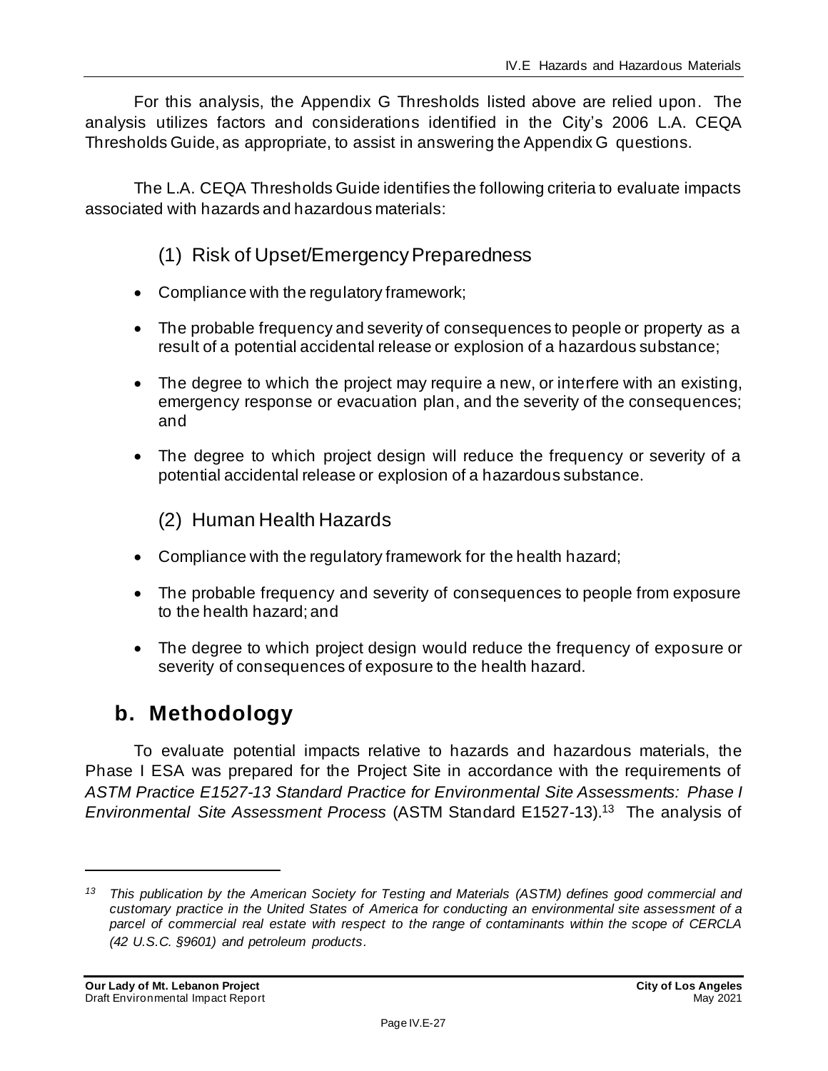For this analysis, the Appendix G Thresholds listed above are relied upon. The analysis utilizes factors and considerations identified in the City's 2006 L.A. CEQA Thresholds Guide, as appropriate, to assist in answering the Appendix G questions.

The L.A. CEQA Thresholds Guide identifies the following criteria to evaluate impacts associated with hazards and hazardous materials:

### (1) Risk of Upset/Emergency Preparedness

- Compliance with the regulatory framework;
- The probable frequency and severity of consequences to people or property as a result of a potential accidental release or explosion of a hazardous substance;
- The degree to which the project may require a new, or interfere with an existing, emergency response or evacuation plan, and the severity of the consequences; and
- The degree to which project design will reduce the frequency or severity of a potential accidental release or explosion of a hazardous substance.

### (2) Human Health Hazards

- Compliance with the regulatory framework for the health hazard;
- The probable frequency and severity of consequences to people from exposure to the health hazard; and
- The degree to which project design would reduce the frequency of exposure or severity of consequences of exposure to the health hazard.

## b. Methodology

To evaluate potential impacts relative to hazards and hazardous materials, the Phase I ESA was prepared for the Project Site in accordance with the requirements of *ASTM Practice E1527-13 Standard Practice for Environmental Site Assessments: Phase I Environmental Site Assessment Process* (ASTM Standard E1527-13).[13] The analysis of

[13] *This publication by the American Society for Testing and Materials (ASTM) defines good commercial and customary practice in the United States of America for conducting an environmental site assessment of a parcel of commercial real estate with respect to the range of contaminants within the scope of CERCLA (42 U.S.C. §9601) and petroleum products.*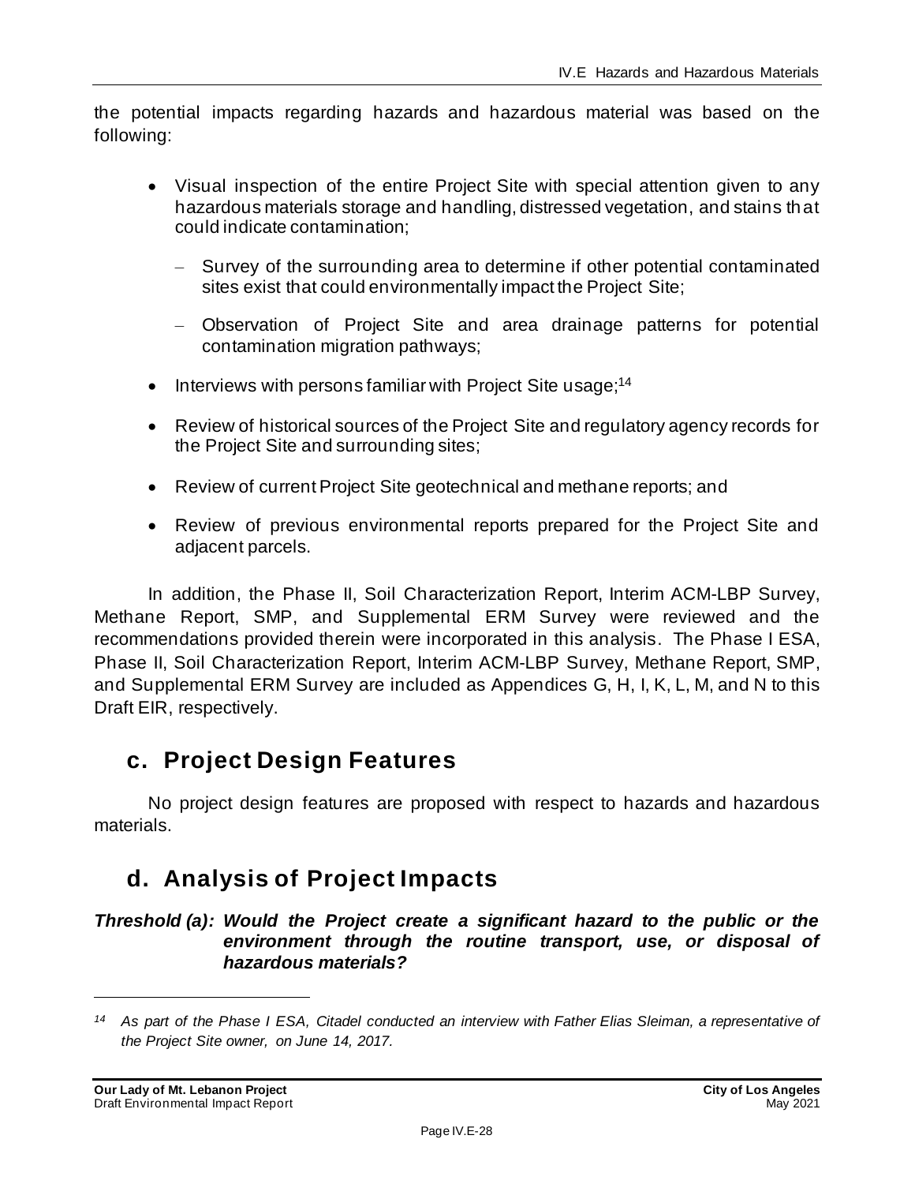the potential impacts regarding hazards and hazardous material was based on the following:

- Visual inspection of the entire Project Site with special attention given to any hazardous materials storage and handling, distressed vegetation, and stains that could indicate contamination;
  - Survey of the surrounding area to determine if other potential contaminated sites exist that could environmentally impact the Project Site;
  - Observation of Project Site and area drainage patterns for potential contamination migration pathways;
- Interviews with persons familiar with Project Site usage;[14]
- Review of historical sources of the Project Site and regulatory agency records for the Project Site and surrounding sites;
- Review of current Project Site geotechnical and methane reports; and
- Review of previous environmental reports prepared for the Project Site and adjacent parcels.

In addition, the Phase II, Soil Characterization Report, Interim ACM-LBP Survey, Methane Report, SMP, and Supplemental ERM Survey were reviewed and the recommendations provided therein were incorporated in this analysis. The Phase I ESA, Phase II, Soil Characterization Report, Interim ACM-LBP Survey, Methane Report, SMP, and Supplemental ERM Survey are included as Appendices G, H, I, K, L, M, and N to this Draft EIR, respectively.

## c. Project Design Features

No project design features are proposed with respect to hazards and hazardous materials.

## d. Analysis of Project Impacts

***Threshold (a): Would the Project create a significant hazard to the public or the environment through the routine transport, use, or disposal of hazardous materials?***

---

[14] *As part of the Phase I ESA, Citadel conducted an interview with Father Elias Sleiman, a representative of the Project Site owner, on June 14, 2017.*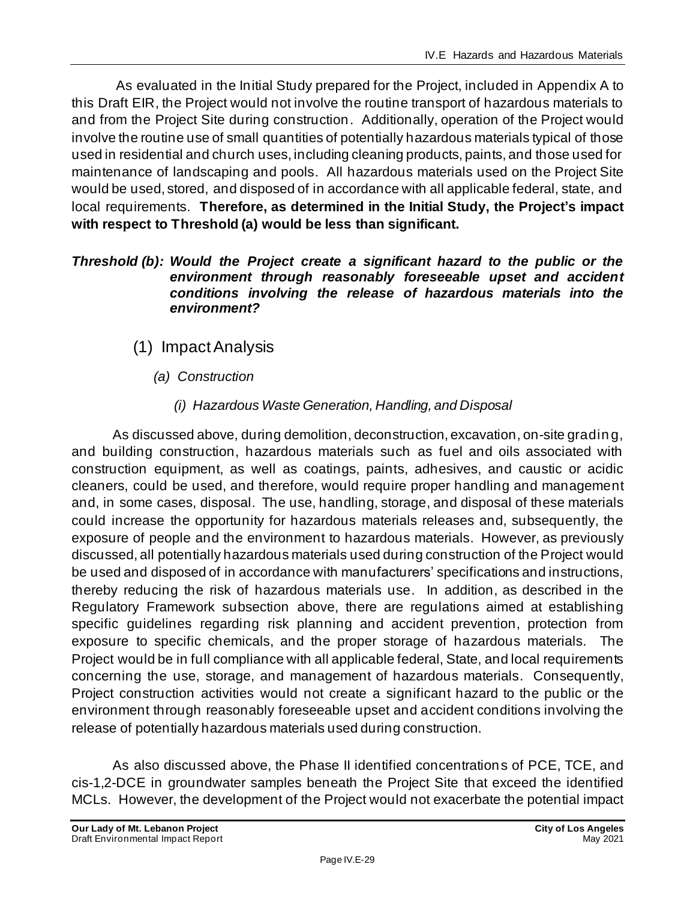As evaluated in the Initial Study prepared for the Project, included in Appendix A to this Draft EIR, the Project would not involve the routine transport of hazardous materials to and from the Project Site during construction. Additionally, operation of the Project would involve the routine use of small quantities of potentially hazardous materials typical of those used in residential and church uses, including cleaning products, paints, and those used for maintenance of landscaping and pools. All hazardous materials used on the Project Site would be used, stored, and disposed of in accordance with all applicable federal, state, and local requirements. **Therefore, as determined in the Initial Study, the Project's impact with respect to Threshold (a) would be less than significant.**

***Threshold (b): Would the Project create a significant hazard to the public or the environment through reasonably foreseeable upset and accident conditions involving the release of hazardous materials into the environment?***

## (1) Impact Analysis

### *(a) Construction*

#### *(i) Hazardous Waste Generation, Handling, and Disposal*

As discussed above, during demolition, deconstruction, excavation, on-site grading, and building construction, hazardous materials such as fuel and oils associated with construction equipment, as well as coatings, paints, adhesives, and caustic or acidic cleaners, could be used, and therefore, would require proper handling and management and, in some cases, disposal. The use, handling, storage, and disposal of these materials could increase the opportunity for hazardous materials releases and, subsequently, the exposure of people and the environment to hazardous materials. However, as previously discussed, all potentially hazardous materials used during construction of the Project would be used and disposed of in accordance with manufacturers' specifications and instructions, thereby reducing the risk of hazardous materials use. In addition, as described in the Regulatory Framework subsection above, there are regulations aimed at establishing specific guidelines regarding risk planning and accident prevention, protection from exposure to specific chemicals, and the proper storage of hazardous materials. The Project would be in full compliance with all applicable federal, State, and local requirements concerning the use, storage, and management of hazardous materials. Consequently, Project construction activities would not create a significant hazard to the public or the environment through reasonably foreseeable upset and accident conditions involving the release of potentially hazardous materials used during construction.

As also discussed above, the Phase II identified concentrations of PCE, TCE, and cis-1,2-DCE in groundwater samples beneath the Project Site that exceed the identified MCLs. However, the development of the Project would not exacerbate the potential impact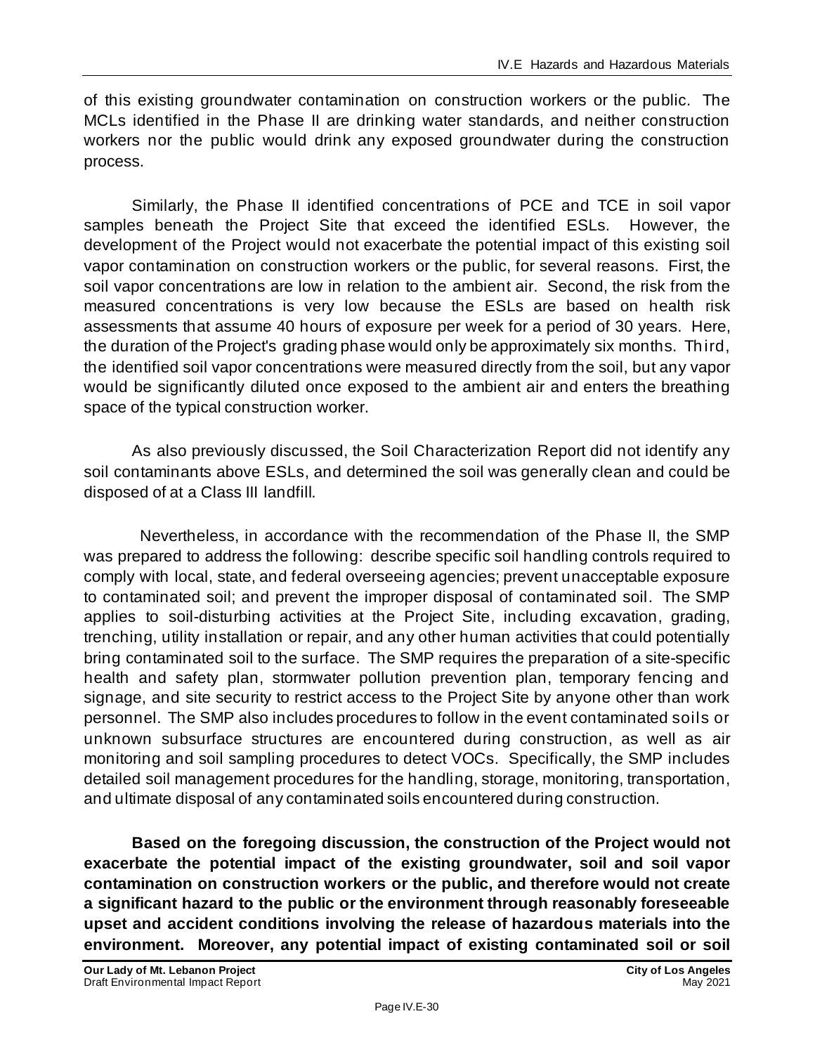of this existing groundwater contamination on construction workers or the public. The MCLs identified in the Phase II are drinking water standards, and neither construction workers nor the public would drink any exposed groundwater during the construction process.

Similarly, the Phase II identified concentrations of PCE and TCE in soil vapor samples beneath the Project Site that exceed the identified ESLs. However, the development of the Project would not exacerbate the potential impact of this existing soil vapor contamination on construction workers or the public, for several reasons. First, the soil vapor concentrations are low in relation to the ambient air. Second, the risk from the measured concentrations is very low because the ESLs are based on health risk assessments that assume 40 hours of exposure per week for a period of 30 years. Here, the duration of the Project's grading phase would only be approximately six months. Third, the identified soil vapor concentrations were measured directly from the soil, but any vapor would be significantly diluted once exposed to the ambient air and enters the breathing space of the typical construction worker.

As also previously discussed, the Soil Characterization Report did not identify any soil contaminants above ESLs, and determined the soil was generally clean and could be disposed of at a Class III landfill.

Nevertheless, in accordance with the recommendation of the Phase II, the SMP was prepared to address the following: describe specific soil handling controls required to comply with local, state, and federal overseeing agencies; prevent unacceptable exposure to contaminated soil; and prevent the improper disposal of contaminated soil. The SMP applies to soil-disturbing activities at the Project Site, including excavation, grading, trenching, utility installation or repair, and any other human activities that could potentially bring contaminated soil to the surface. The SMP requires the preparation of a site-specific health and safety plan, stormwater pollution prevention plan, temporary fencing and signage, and site security to restrict access to the Project Site by anyone other than work personnel. The SMP also includes procedures to follow in the event contaminated soils or unknown subsurface structures are encountered during construction, as well as air monitoring and soil sampling procedures to detect VOCs. Specifically, the SMP includes detailed soil management procedures for the handling, storage, monitoring, transportation, and ultimate disposal of any contaminated soils encountered during construction.

**Based on the foregoing discussion, the construction of the Project would not exacerbate the potential impact of the existing groundwater, soil and soil vapor contamination on construction workers or the public, and therefore would not create a significant hazard to the public or the environment through reasonably foreseeable upset and accident conditions involving the release of hazardous materials into the environment. Moreover, any potential impact of existing contaminated soil or soil**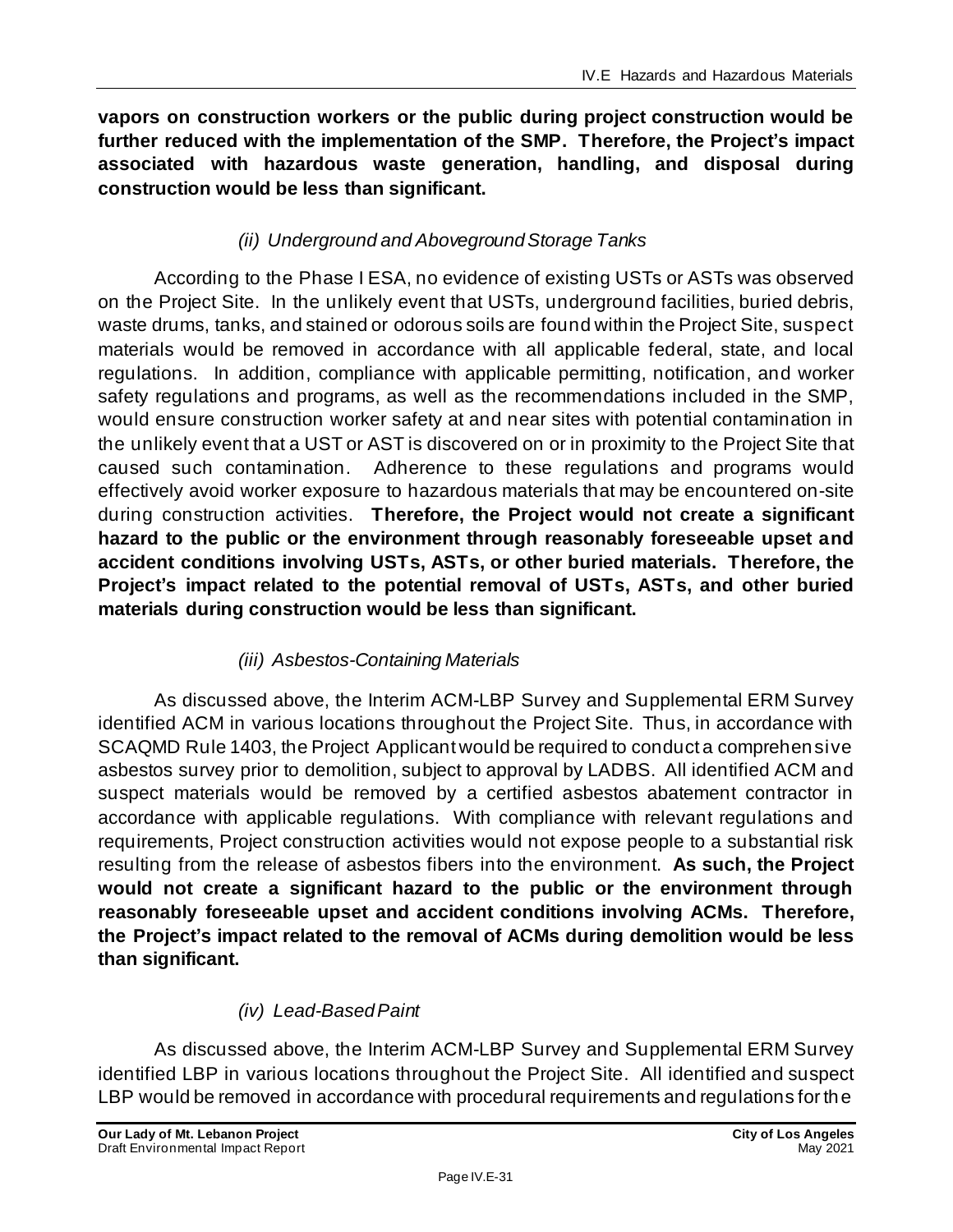**vapors on construction workers or the public during project construction would be further reduced with the implementation of the SMP. Therefore, the Project's impact associated with hazardous waste generation, handling, and disposal during construction would be less than significant.**

*(ii) Underground and Aboveground Storage Tanks*

According to the Phase I ESA, no evidence of existing USTs or ASTs was observed on the Project Site. In the unlikely event that USTs, underground facilities, buried debris, waste drums, tanks, and stained or odorous soils are found within the Project Site, suspect materials would be removed in accordance with all applicable federal, state, and local regulations. In addition, compliance with applicable permitting, notification, and worker safety regulations and programs, as well as the recommendations included in the SMP, would ensure construction worker safety at and near sites with potential contamination in the unlikely event that a UST or AST is discovered on or in proximity to the Project Site that caused such contamination. Adherence to these regulations and programs would effectively avoid worker exposure to hazardous materials that may be encountered on-site during construction activities. **Therefore, the Project would not create a significant hazard to the public or the environment through reasonably foreseeable upset and accident conditions involving USTs, ASTs, or other buried materials. Therefore, the Project's impact related to the potential removal of USTs, ASTs, and other buried materials during construction would be less than significant.**

*(iii) Asbestos-Containing Materials*

As discussed above, the Interim ACM-LBP Survey and Supplemental ERM Survey identified ACM in various locations throughout the Project Site. Thus, in accordance with SCAQMD Rule 1403, the Project Applicant would be required to conduct a comprehensive asbestos survey prior to demolition, subject to approval by LADBS. All identified ACM and suspect materials would be removed by a certified asbestos abatement contractor in accordance with applicable regulations. With compliance with relevant regulations and requirements, Project construction activities would not expose people to a substantial risk resulting from the release of asbestos fibers into the environment. **As such, the Project would not create a significant hazard to the public or the environment through reasonably foreseeable upset and accident conditions involving ACMs. Therefore, the Project's impact related to the removal of ACMs during demolition would be less than significant.**

*(iv) Lead-Based Paint*

As discussed above, the Interim ACM-LBP Survey and Supplemental ERM Survey identified LBP in various locations throughout the Project Site. All identified and suspect LBP would be removed in accordance with procedural requirements and regulations for the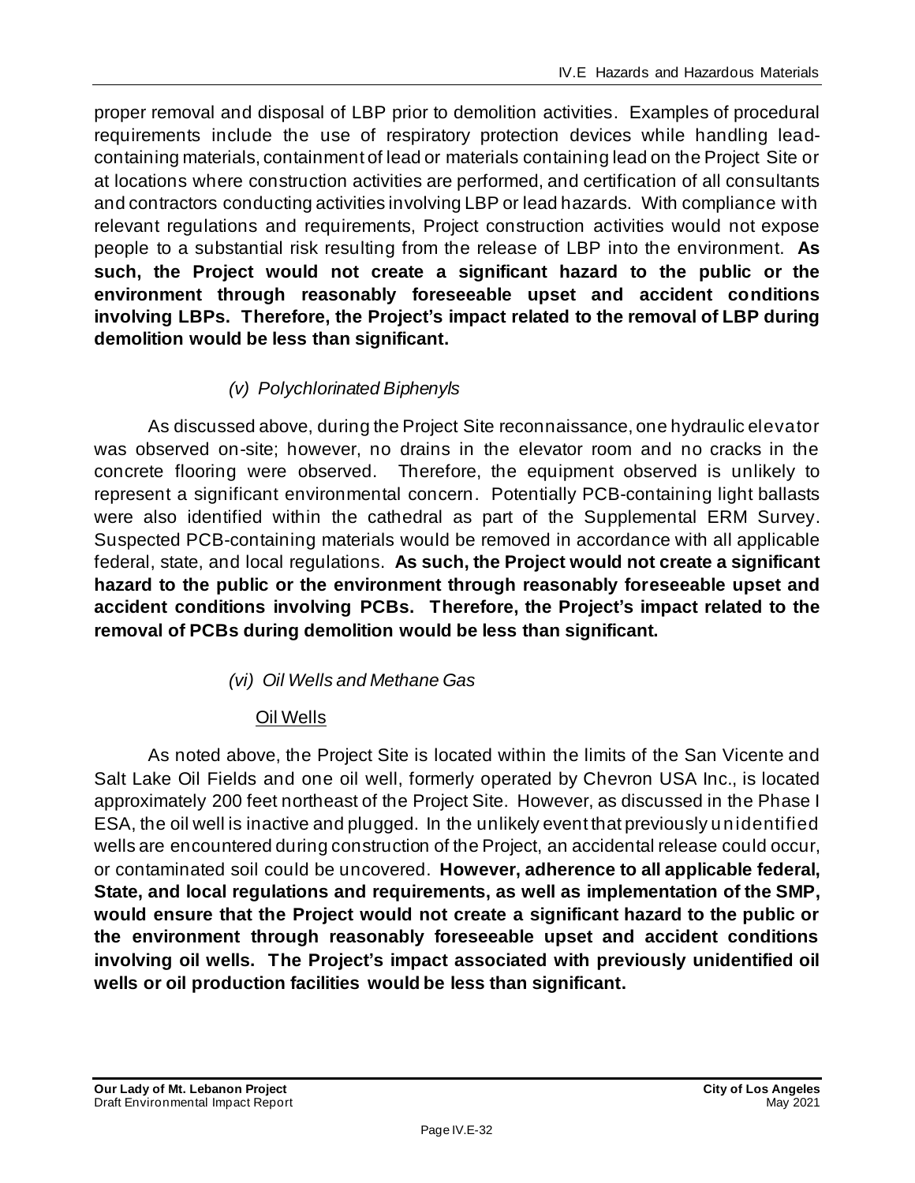proper removal and disposal of LBP prior to demolition activities. Examples of procedural requirements include the use of respiratory protection devices while handling lead-containing materials, containment of lead or materials containing lead on the Project Site or at locations where construction activities are performed, and certification of all consultants and contractors conducting activities involving LBP or lead hazards. With compliance with relevant regulations and requirements, Project construction activities would not expose people to a substantial risk resulting from the release of LBP into the environment. **As such, the Project would not create a significant hazard to the public or the environment through reasonably foreseeable upset and accident conditions involving LBPs. Therefore, the Project's impact related to the removal of LBP during demolition would be less than significant.**

*(v) Polychlorinated Biphenyls*

As discussed above, during the Project Site reconnaissance, one hydraulic elevator was observed on-site; however, no drains in the elevator room and no cracks in the concrete flooring were observed. Therefore, the equipment observed is unlikely to represent a significant environmental concern. Potentially PCB-containing light ballasts were also identified within the cathedral as part of the Supplemental ERM Survey. Suspected PCB-containing materials would be removed in accordance with all applicable federal, state, and local regulations. **As such, the Project would not create a significant hazard to the public or the environment through reasonably foreseeable upset and accident conditions involving PCBs. Therefore, the Project's impact related to the removal of PCBs during demolition would be less than significant.**

*(vi) Oil Wells and Methane Gas*

<u>Oil Wells</u>

As noted above, the Project Site is located within the limits of the San Vicente and Salt Lake Oil Fields and one oil well, formerly operated by Chevron USA Inc., is located approximately 200 feet northeast of the Project Site. However, as discussed in the Phase I ESA, the oil well is inactive and plugged. In the unlikely event that previously unidentified wells are encountered during construction of the Project, an accidental release could occur, or contaminated soil could be uncovered. **However, adherence to all applicable federal, State, and local regulations and requirements, as well as implementation of the SMP, would ensure that the Project would not create a significant hazard to the public or the environment through reasonably foreseeable upset and accident conditions involving oil wells. The Project's impact associated with previously unidentified oil wells or oil production facilities would be less than significant.**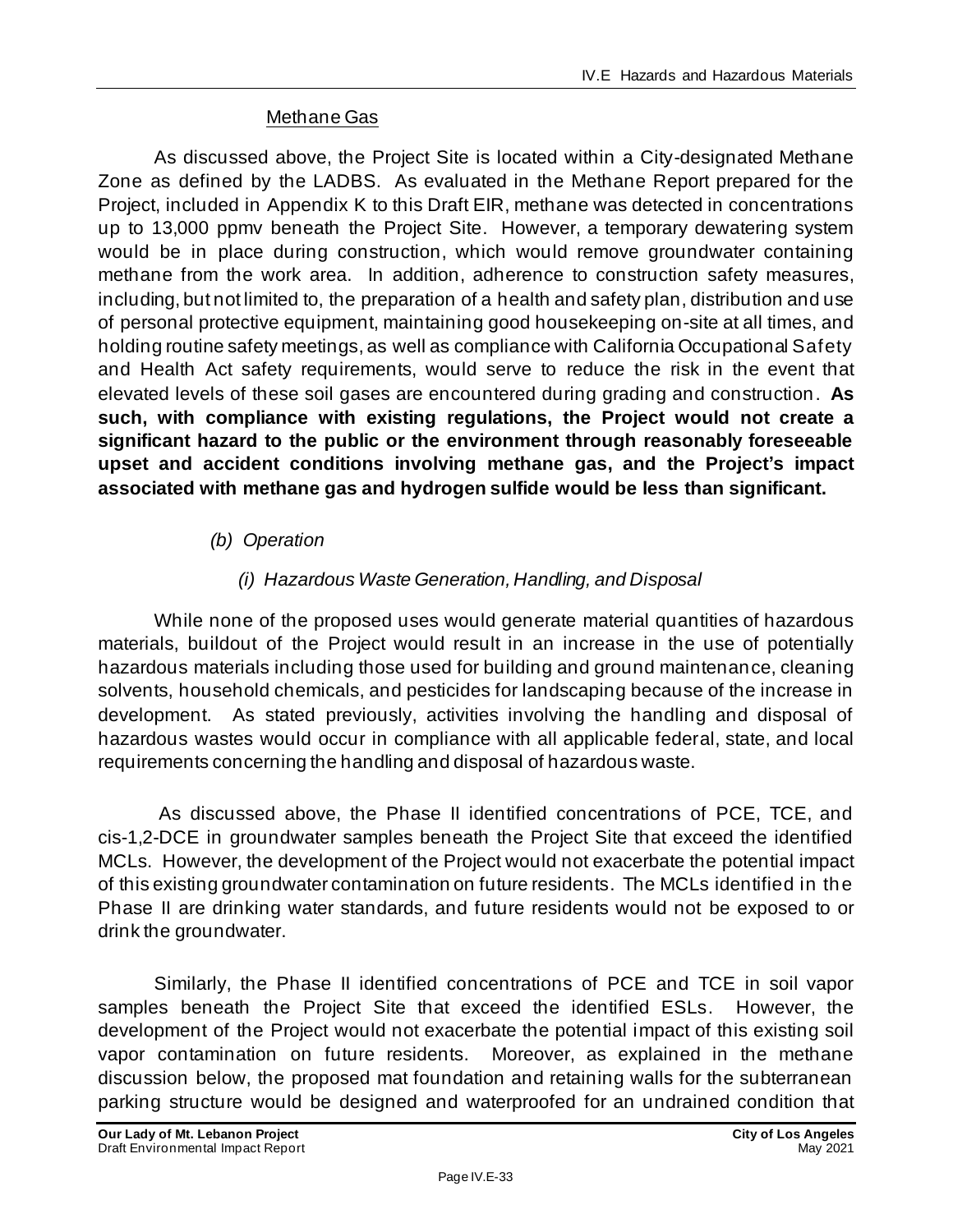Methane Gas

As discussed above, the Project Site is located within a City-designated Methane Zone as defined by the LADBS. As evaluated in the Methane Report prepared for the Project, included in Appendix K to this Draft EIR, methane was detected in concentrations up to 13,000 ppmv beneath the Project Site. However, a temporary dewatering system would be in place during construction, which would remove groundwater containing methane from the work area. In addition, adherence to construction safety measures, including, but not limited to, the preparation of a health and safety plan, distribution and use of personal protective equipment, maintaining good housekeeping on-site at all times, and holding routine safety meetings, as well as compliance with California Occupational Safety and Health Act safety requirements, would serve to reduce the risk in the event that elevated levels of these soil gases are encountered during grading and construction. **As such, with compliance with existing regulations, the Project would not create a significant hazard to the public or the environment through reasonably foreseeable upset and accident conditions involving methane gas, and the Project's impact associated with methane gas and hydrogen sulfide would be less than significant.**

*(b) Operation*

*(i) Hazardous Waste Generation, Handling, and Disposal*

While none of the proposed uses would generate material quantities of hazardous materials, buildout of the Project would result in an increase in the use of potentially hazardous materials including those used for building and ground maintenance, cleaning solvents, household chemicals, and pesticides for landscaping because of the increase in development. As stated previously, activities involving the handling and disposal of hazardous wastes would occur in compliance with all applicable federal, state, and local requirements concerning the handling and disposal of hazardous waste.

As discussed above, the Phase II identified concentrations of PCE, TCE, and cis-1,2-DCE in groundwater samples beneath the Project Site that exceed the identified MCLs. However, the development of the Project would not exacerbate the potential impact of this existing groundwater contamination on future residents. The MCLs identified in the Phase II are drinking water standards, and future residents would not be exposed to or drink the groundwater.

Similarly, the Phase II identified concentrations of PCE and TCE in soil vapor samples beneath the Project Site that exceed the identified ESLs. However, the development of the Project would not exacerbate the potential impact of this existing soil vapor contamination on future residents. Moreover, as explained in the methane discussion below, the proposed mat foundation and retaining walls for the subterranean parking structure would be designed and waterproofed for an undrained condition that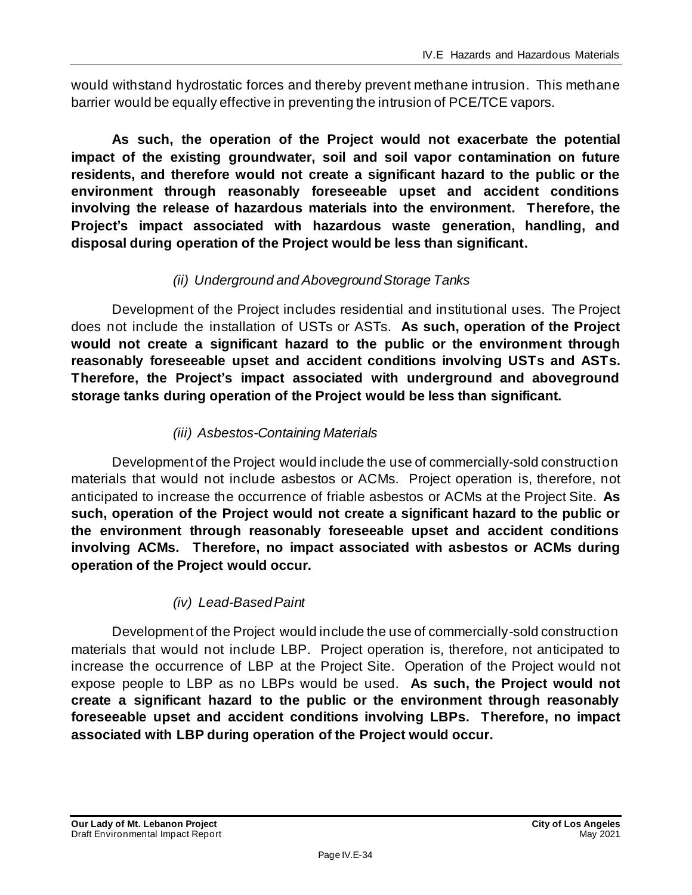would withstand hydrostatic forces and thereby prevent methane intrusion. This methane barrier would be equally effective in preventing the intrusion of PCE/TCE vapors.

**As such, the operation of the Project would not exacerbate the potential impact of the existing groundwater, soil and soil vapor contamination on future residents, and therefore would not create a significant hazard to the public or the environment through reasonably foreseeable upset and accident conditions involving the release of hazardous materials into the environment. Therefore, the Project's impact associated with hazardous waste generation, handling, and disposal during operation of the Project would be less than significant.**

*(ii) Underground and Aboveground Storage Tanks*

Development of the Project includes residential and institutional uses. The Project does not include the installation of USTs or ASTs. **As such, operation of the Project would not create a significant hazard to the public or the environment through reasonably foreseeable upset and accident conditions involving USTs and ASTs. Therefore, the Project's impact associated with underground and aboveground storage tanks during operation of the Project would be less than significant.**

*(iii) Asbestos-Containing Materials*

Development of the Project would include the use of commercially-sold construction materials that would not include asbestos or ACMs. Project operation is, therefore, not anticipated to increase the occurrence of friable asbestos or ACMs at the Project Site. **As such, operation of the Project would not create a significant hazard to the public or the environment through reasonably foreseeable upset and accident conditions involving ACMs. Therefore, no impact associated with asbestos or ACMs during operation of the Project would occur.**

*(iv) Lead-Based Paint*

Development of the Project would include the use of commercially-sold construction materials that would not include LBP. Project operation is, therefore, not anticipated to increase the occurrence of LBP at the Project Site. Operation of the Project would not expose people to LBP as no LBPs would be used. **As such, the Project would not create a significant hazard to the public or the environment through reasonably foreseeable upset and accident conditions involving LBPs. Therefore, no impact associated with LBP during operation of the Project would occur.**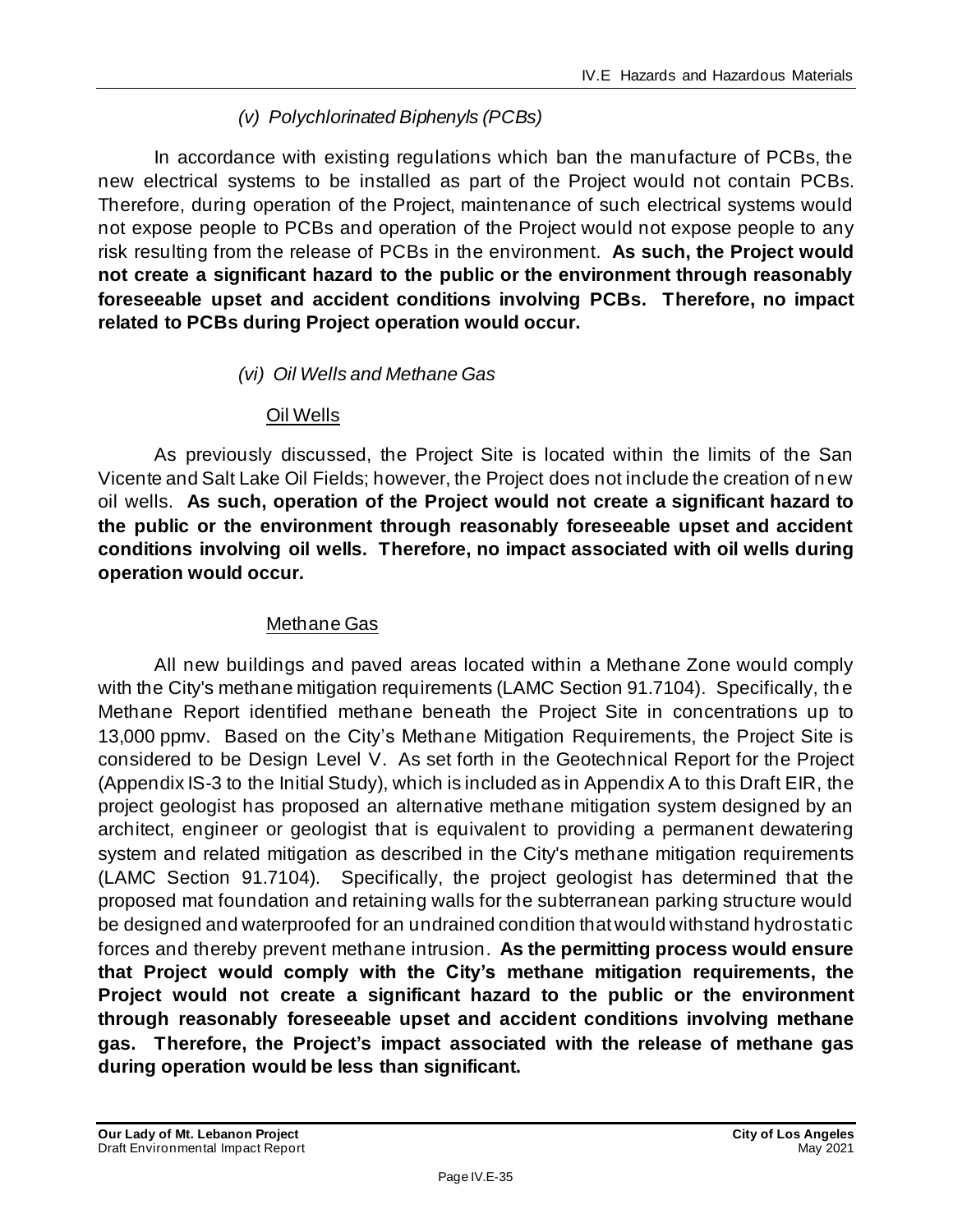*(v) Polychlorinated Biphenyls (PCBs)*

In accordance with existing regulations which ban the manufacture of PCBs, the new electrical systems to be installed as part of the Project would not contain PCBs. Therefore, during operation of the Project, maintenance of such electrical systems would not expose people to PCBs and operation of the Project would not expose people to any risk resulting from the release of PCBs in the environment. **As such, the Project would not create a significant hazard to the public or the environment through reasonably foreseeable upset and accident conditions involving PCBs. Therefore, no impact related to PCBs during Project operation would occur.**

*(vi) Oil Wells and Methane Gas*

Oil Wells

As previously discussed, the Project Site is located within the limits of the San Vicente and Salt Lake Oil Fields; however, the Project does not include the creation of new oil wells. **As such, operation of the Project would not create a significant hazard to the public or the environment through reasonably foreseeable upset and accident conditions involving oil wells. Therefore, no impact associated with oil wells during operation would occur.**

Methane Gas

All new buildings and paved areas located within a Methane Zone would comply with the City's methane mitigation requirements (LAMC Section 91.7104). Specifically, the Methane Report identified methane beneath the Project Site in concentrations up to 13,000 ppmv. Based on the City's Methane Mitigation Requirements, the Project Site is considered to be Design Level V. As set forth in the Geotechnical Report for the Project (Appendix IS-3 to the Initial Study), which is included as in Appendix A to this Draft EIR, the project geologist has proposed an alternative methane mitigation system designed by an architect, engineer or geologist that is equivalent to providing a permanent dewatering system and related mitigation as described in the City's methane mitigation requirements (LAMC Section 91.7104). Specifically, the project geologist has determined that the proposed mat foundation and retaining walls for the subterranean parking structure would be designed and waterproofed for an undrained condition that would withstand hydrostatic forces and thereby prevent methane intrusion. **As the permitting process would ensure that Project would comply with the City's methane mitigation requirements, the Project would not create a significant hazard to the public or the environment through reasonably foreseeable upset and accident conditions involving methane gas. Therefore, the Project's impact associated with the release of methane gas during operation would be less than significant.**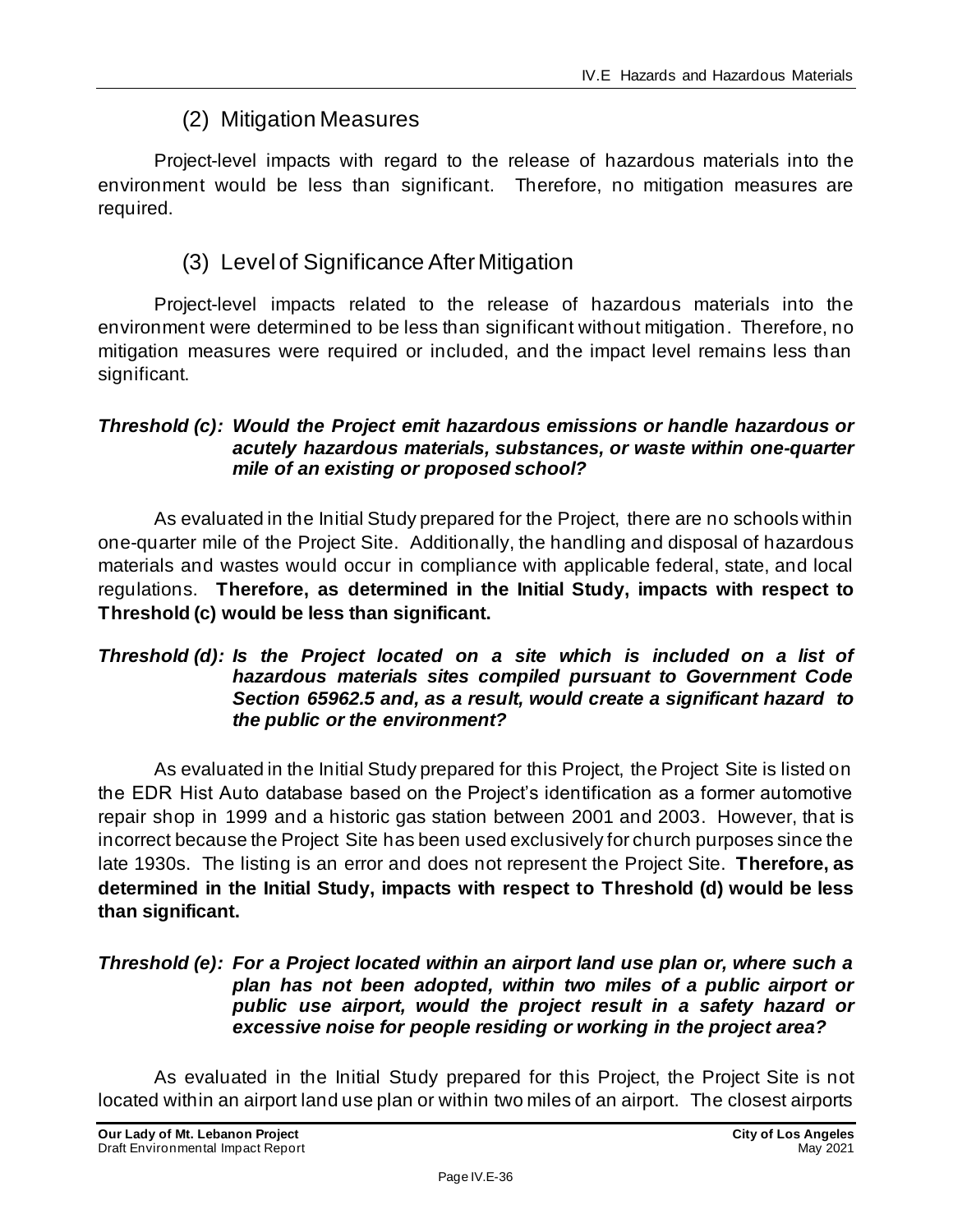### (2) Mitigation Measures

Project-level impacts with regard to the release of hazardous materials into the environment would be less than significant. Therefore, no mitigation measures are required.

### (3) Level of Significance After Mitigation

Project-level impacts related to the release of hazardous materials into the environment were determined to be less than significant without mitigation. Therefore, no mitigation measures were required or included, and the impact level remains less than significant.

***Threshold (c): Would the Project emit hazardous emissions or handle hazardous or acutely hazardous materials, substances, or waste within one-quarter mile of an existing or proposed school?***

As evaluated in the Initial Study prepared for the Project, there are no schools within one-quarter mile of the Project Site. Additionally, the handling and disposal of hazardous materials and wastes would occur in compliance with applicable federal, state, and local regulations. **Therefore, as determined in the Initial Study, impacts with respect to Threshold (c) would be less than significant.**

***Threshold (d): Is the Project located on a site which is included on a list of hazardous materials sites compiled pursuant to Government Code Section 65962.5 and, as a result, would create a significant hazard to the public or the environment?***

As evaluated in the Initial Study prepared for this Project, the Project Site is listed on the EDR Hist Auto database based on the Project's identification as a former automotive repair shop in 1999 and a historic gas station between 2001 and 2003. However, that is incorrect because the Project Site has been used exclusively for church purposes since the late 1930s. The listing is an error and does not represent the Project Site. **Therefore, as determined in the Initial Study, impacts with respect to Threshold (d) would be less than significant.**

***Threshold (e): For a Project located within an airport land use plan or, where such a plan has not been adopted, within two miles of a public airport or public use airport, would the project result in a safety hazard or excessive noise for people residing or working in the project area?***

As evaluated in the Initial Study prepared for this Project, the Project Site is not located within an airport land use plan or within two miles of an airport. The closest airports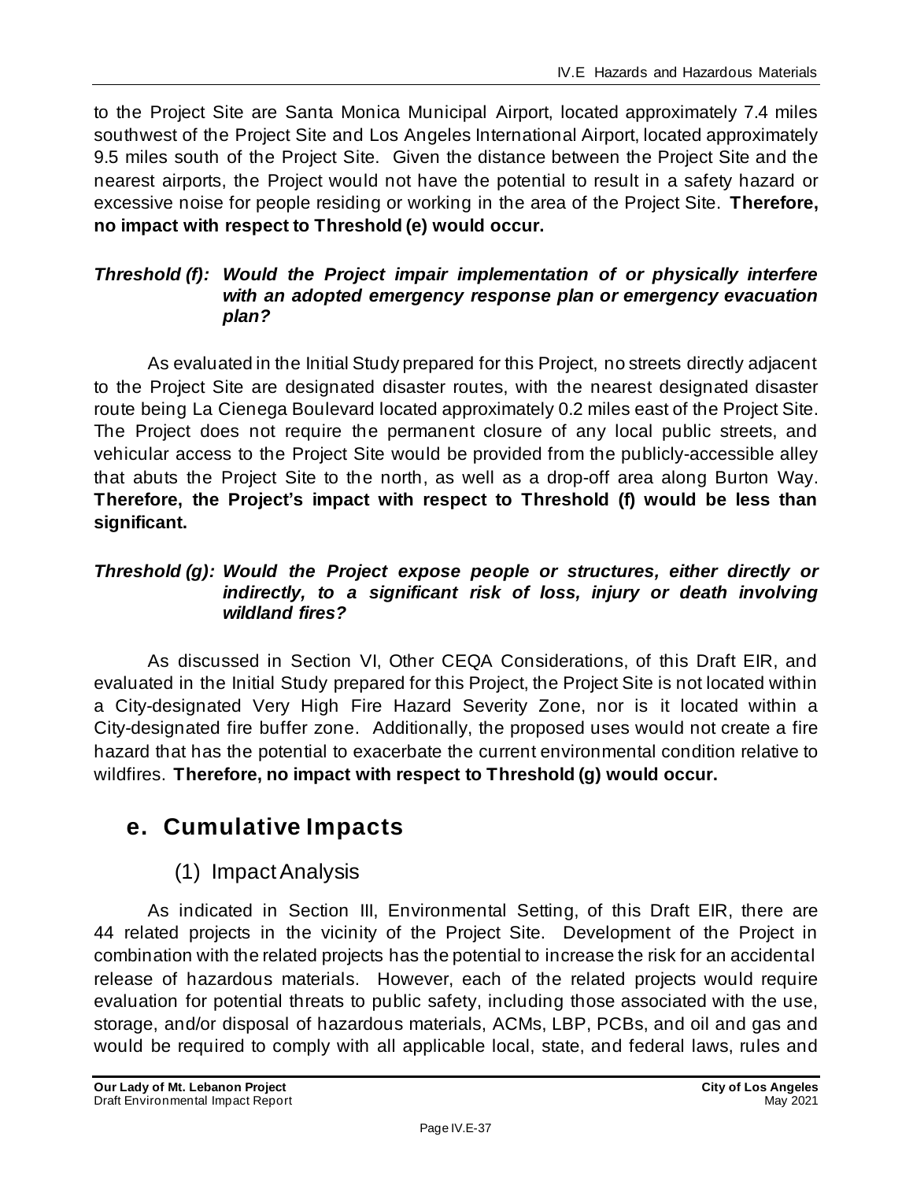to the Project Site are Santa Monica Municipal Airport, located approximately 7.4 miles southwest of the Project Site and Los Angeles International Airport, located approximately 9.5 miles south of the Project Site. Given the distance between the Project Site and the nearest airports, the Project would not have the potential to result in a safety hazard or excessive noise for people residing or working in the area of the Project Site. **Therefore, no impact with respect to Threshold (e) would occur.**

***Threshold (f): Would the Project impair implementation of or physically interfere with an adopted emergency response plan or emergency evacuation plan?***

As evaluated in the Initial Study prepared for this Project, no streets directly adjacent to the Project Site are designated disaster routes, with the nearest designated disaster route being La Cienega Boulevard located approximately 0.2 miles east of the Project Site. The Project does not require the permanent closure of any local public streets, and vehicular access to the Project Site would be provided from the publicly-accessible alley that abuts the Project Site to the north, as well as a drop-off area along Burton Way. **Therefore, the Project's impact with respect to Threshold (f) would be less than significant.**

***Threshold (g): Would the Project expose people or structures, either directly or indirectly, to a significant risk of loss, injury or death involving wildland fires?***

As discussed in Section VI, Other CEQA Considerations, of this Draft EIR, and evaluated in the Initial Study prepared for this Project, the Project Site is not located within a City-designated Very High Fire Hazard Severity Zone, nor is it located within a City-designated fire buffer zone. Additionally, the proposed uses would not create a fire hazard that has the potential to exacerbate the current environmental condition relative to wildfires. **Therefore, no impact with respect to Threshold (g) would occur.**

## e. Cumulative Impacts

### (1) Impact Analysis

As indicated in Section III, Environmental Setting, of this Draft EIR, there are 44 related projects in the vicinity of the Project Site. Development of the Project in combination with the related projects has the potential to increase the risk for an accidental release of hazardous materials. However, each of the related projects would require evaluation for potential threats to public safety, including those associated with the use, storage, and/or disposal of hazardous materials, ACMs, LBP, PCBs, and oil and gas and would be required to comply with all applicable local, state, and federal laws, rules and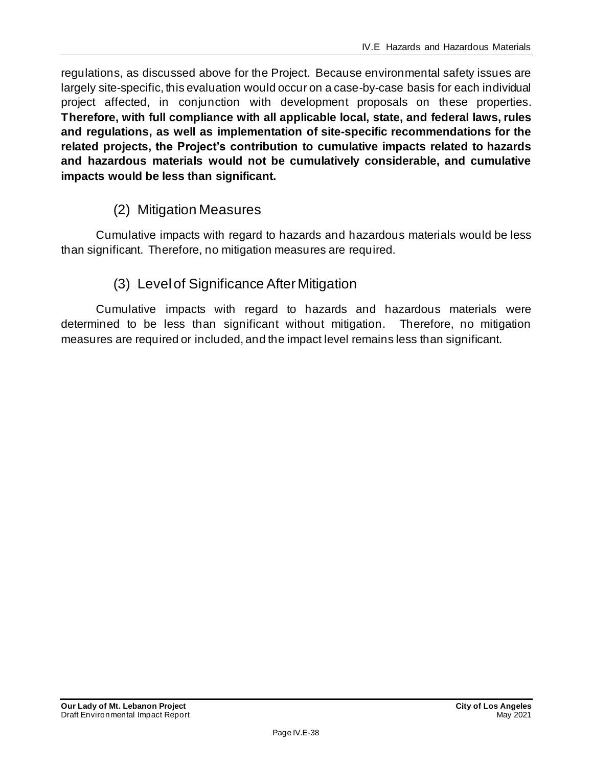regulations, as discussed above for the Project. Because environmental safety issues are largely site-specific, this evaluation would occur on a case-by-case basis for each individual project affected, in conjunction with development proposals on these properties. **Therefore, with full compliance with all applicable local, state, and federal laws, rules and regulations, as well as implementation of site-specific recommendations for the related projects, the Project's contribution to cumulative impacts related to hazards and hazardous materials would not be cumulatively considerable, and cumulative impacts would be less than significant.**

### (2) Mitigation Measures

Cumulative impacts with regard to hazards and hazardous materials would be less than significant. Therefore, no mitigation measures are required.

### (3) Level of Significance After Mitigation

Cumulative impacts with regard to hazards and hazardous materials were determined to be less than significant without mitigation. Therefore, no mitigation measures are required or included, and the impact level remains less than significant.